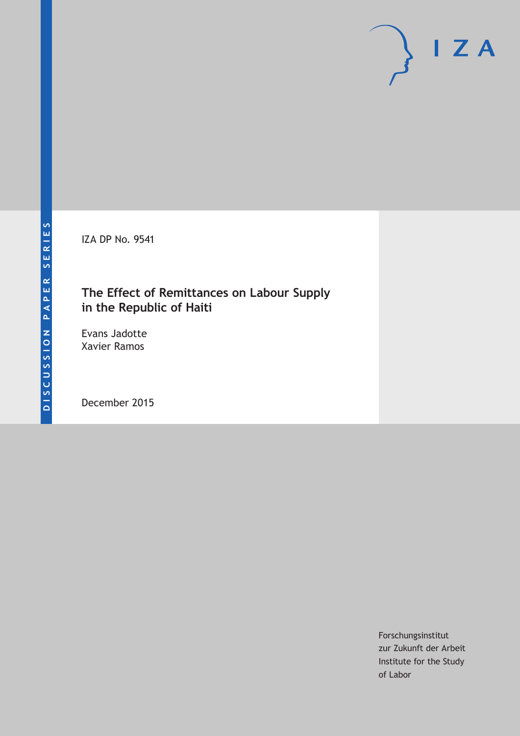DISCUSSION PAPER SERIES

IZA DP No. 9541

# The Effect of Remittances on Labour Supply in the Republic of Haiti

Evans Jadotte
Xavier Ramos

December 2015

Forschungsinstitut
zur Zukunft der Arbeit
Institute for the Study
of Labor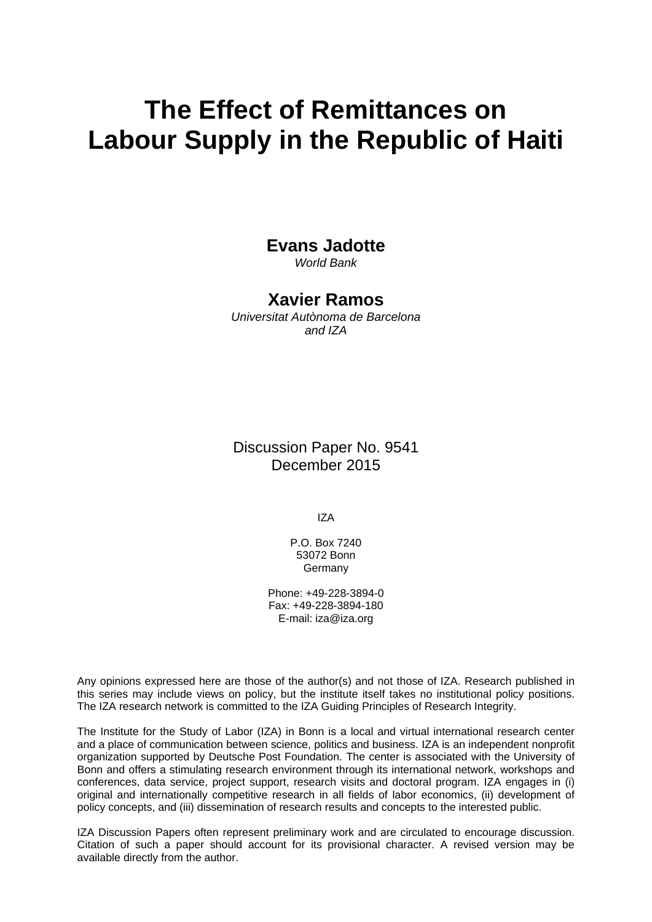# The Effect of Remittances on Labour Supply in the Republic of Haiti

**Evans Jadotte**
*World Bank*

**Xavier Ramos**
*Universitat Autònoma de Barcelona and IZA*

Discussion Paper No. 9541
December 2015

IZA

P.O. Box 7240
53072 Bonn
Germany

Phone: +49-228-3894-0
Fax: +49-228-3894-180
E-mail: iza@iza.org

Any opinions expressed here are those of the author(s) and not those of IZA. Research published in this series may include views on policy, but the institute itself takes no institutional policy positions. The IZA research network is committed to the IZA Guiding Principles of Research Integrity.

The Institute for the Study of Labor (IZA) in Bonn is a local and virtual international research center and a place of communication between science, politics and business. IZA is an independent nonprofit organization supported by Deutsche Post Foundation. The center is associated with the University of Bonn and offers a stimulating research environment through its international network, workshops and conferences, data service, project support, research visits and doctoral program. IZA engages in (i) original and internationally competitive research in all fields of labor economics, (ii) development of policy concepts, and (iii) dissemination of research results and concepts to the interested public.

IZA Discussion Papers often represent preliminary work and are circulated to encourage discussion. Citation of such a paper should account for its provisional character. A revised version may be available directly from the author.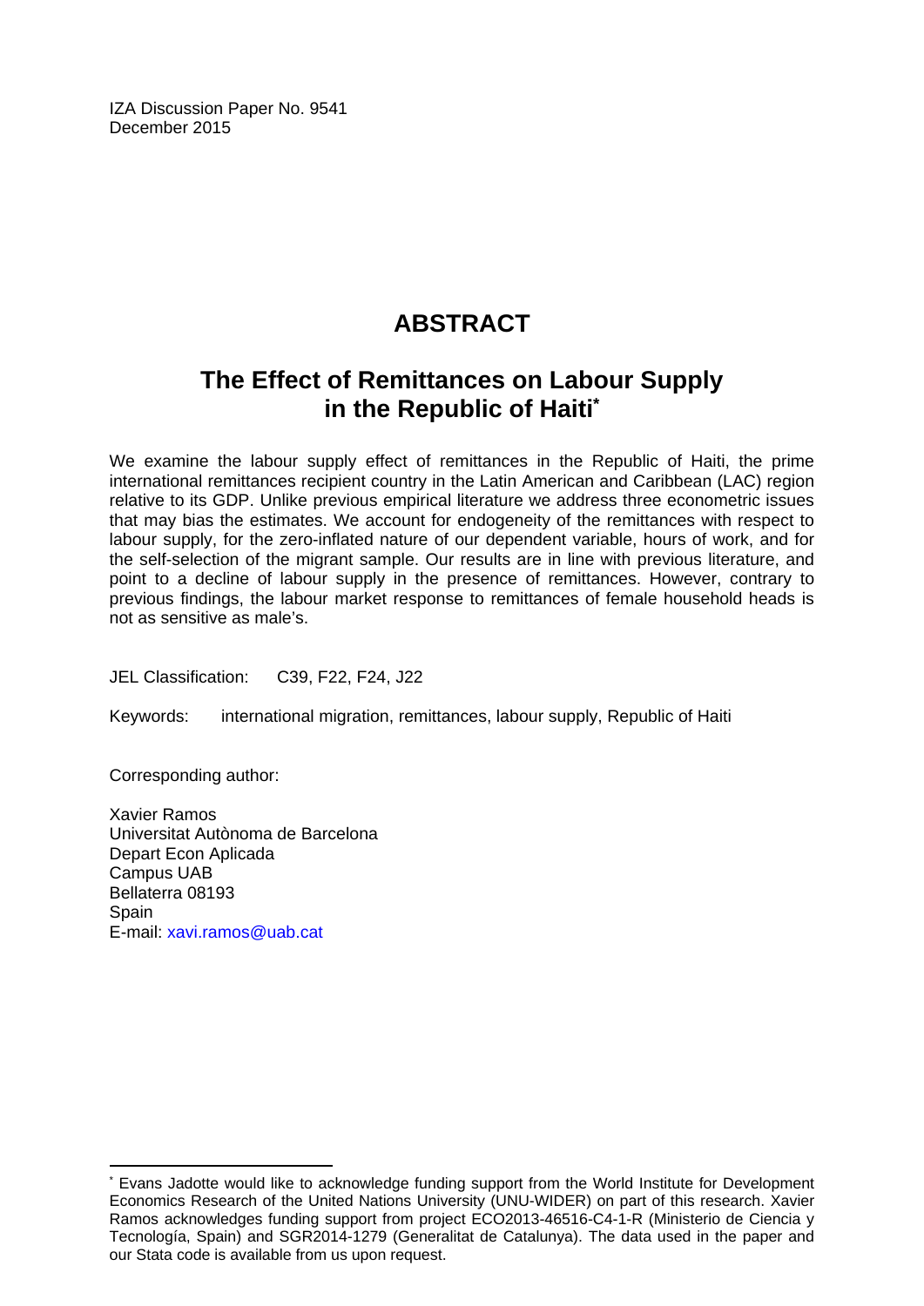IZA Discussion Paper No. 9541
December 2015

# ABSTRACT

## The Effect of Remittances on Labour Supply in the Republic of Haiti[*]

We examine the labour supply effect of remittances in the Republic of Haiti, the prime international remittances recipient country in the Latin American and Caribbean (LAC) region relative to its GDP. Unlike previous empirical literature we address three econometric issues that may bias the estimates. We account for endogeneity of the remittances with respect to labour supply, for the zero-inflated nature of our dependent variable, hours of work, and for the self-selection of the migrant sample. Our results are in line with previous literature, and point to a decline of labour supply in the presence of remittances. However, contrary to previous findings, the labour market response to remittances of female household heads is not as sensitive as male's.

JEL Classification: C39, F22, F24, J22

Keywords: international migration, remittances, labour supply, Republic of Haiti

Corresponding author:

Xavier Ramos
Universitat Autònoma de Barcelona
Depart Econ Aplicada
Campus UAB
Bellaterra 08193
Spain
E-mail: xavi.ramos@uab.cat

---

[*] Evans Jadotte would like to acknowledge funding support from the World Institute for Development Economics Research of the United Nations University (UNU-WIDER) on part of this research. Xavier Ramos acknowledges funding support from project ECO2013-46516-C4-1-R (Ministerio de Ciencia y Tecnología, Spain) and SGR2014-1279 (Generalitat de Catalunya). The data used in the paper and our Stata code is available from us upon request.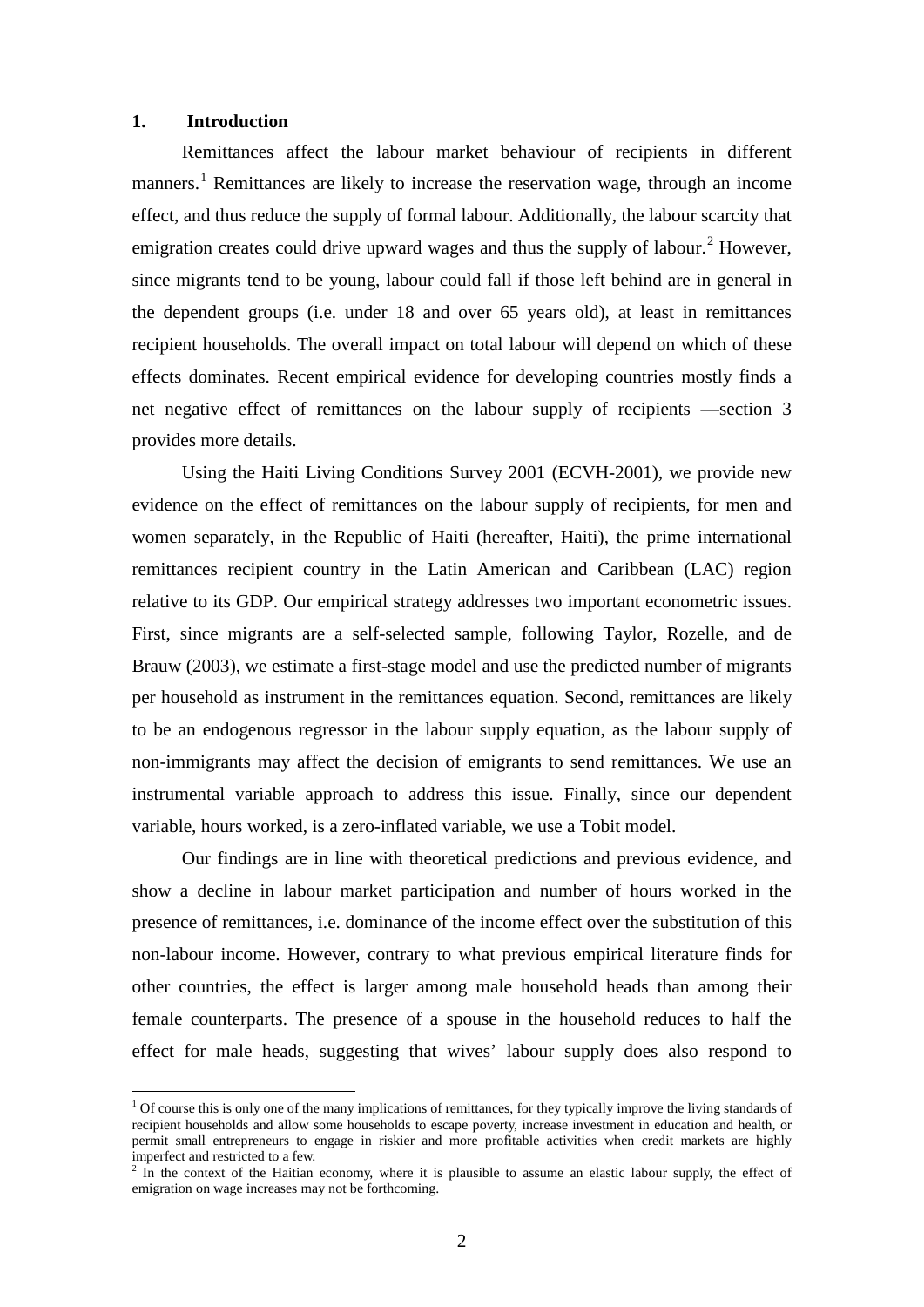## 1. Introduction

Remittances affect the labour market behaviour of recipients in different manners.[1] Remittances are likely to increase the reservation wage, through an income effect, and thus reduce the supply of formal labour. Additionally, the labour scarcity that emigration creates could drive upward wages and thus the supply of labour.[2] However, since migrants tend to be young, labour could fall if those left behind are in general in the dependent groups (i.e. under 18 and over 65 years old), at least in remittances recipient households. The overall impact on total labour will depend on which of these effects dominates. Recent empirical evidence for developing countries mostly finds a net negative effect of remittances on the labour supply of recipients —section 3 provides more details.

Using the Haiti Living Conditions Survey 2001 (ECVH-2001), we provide new evidence on the effect of remittances on the labour supply of recipients, for men and women separately, in the Republic of Haiti (hereafter, Haiti), the prime international remittances recipient country in the Latin American and Caribbean (LAC) region relative to its GDP. Our empirical strategy addresses two important econometric issues. First, since migrants are a self-selected sample, following Taylor, Rozelle, and de Brauw (2003), we estimate a first-stage model and use the predicted number of migrants per household as instrument in the remittances equation. Second, remittances are likely to be an endogenous regressor in the labour supply equation, as the labour supply of non-immigrants may affect the decision of emigrants to send remittances. We use an instrumental variable approach to address this issue. Finally, since our dependent variable, hours worked, is a zero-inflated variable, we use a Tobit model.

Our findings are in line with theoretical predictions and previous evidence, and show a decline in labour market participation and number of hours worked in the presence of remittances, i.e. dominance of the income effect over the substitution of this non-labour income. However, contrary to what previous empirical literature finds for other countries, the effect is larger among male household heads than among their female counterparts. The presence of a spouse in the household reduces to half the effect for male heads, suggesting that wives' labour supply does also respond to

[1] Of course this is only one of the many implications of remittances, for they typically improve the living standards of recipient households and allow some households to escape poverty, increase investment in education and health, or permit small entrepreneurs to engage in riskier and more profitable activities when credit markets are highly imperfect and restricted to a few.

[2] In the context of the Haitian economy, where it is plausible to assume an elastic labour supply, the effect of emigration on wage increases may not be forthcoming.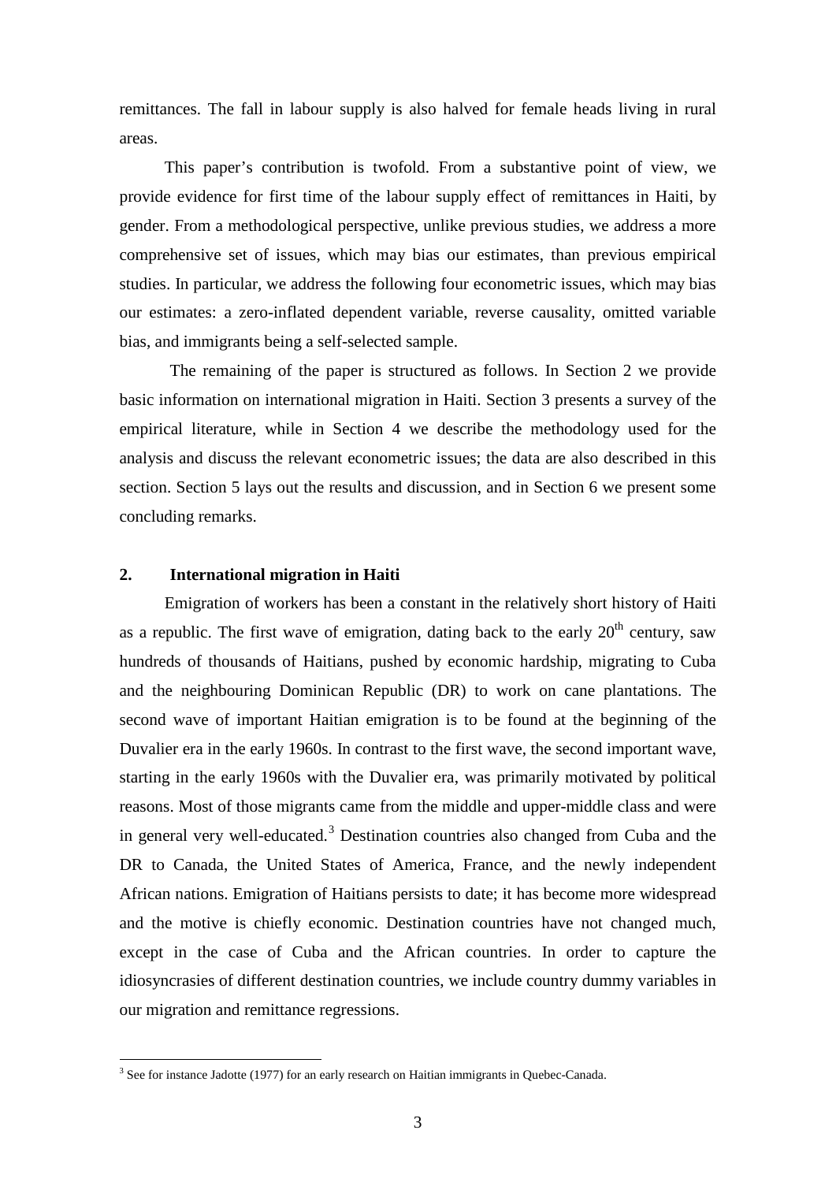remittances. The fall in labour supply is also halved for female heads living in rural areas.

This paper's contribution is twofold. From a substantive point of view, we provide evidence for first time of the labour supply effect of remittances in Haiti, by gender. From a methodological perspective, unlike previous studies, we address a more comprehensive set of issues, which may bias our estimates, than previous empirical studies. In particular, we address the following four econometric issues, which may bias our estimates: a zero-inflated dependent variable, reverse causality, omitted variable bias, and immigrants being a self-selected sample.

The remaining of the paper is structured as follows. In Section 2 we provide basic information on international migration in Haiti. Section 3 presents a survey of the empirical literature, while in Section 4 we describe the methodology used for the analysis and discuss the relevant econometric issues; the data are also described in this section. Section 5 lays out the results and discussion, and in Section 6 we present some concluding remarks.

## 2. International migration in Haiti

Emigration of workers has been a constant in the relatively short history of Haiti as a republic. The first wave of emigration, dating back to the early 20th century, saw hundreds of thousands of Haitians, pushed by economic hardship, migrating to Cuba and the neighbouring Dominican Republic (DR) to work on cane plantations. The second wave of important Haitian emigration is to be found at the beginning of the Duvalier era in the early 1960s. In contrast to the first wave, the second important wave, starting in the early 1960s with the Duvalier era, was primarily motivated by political reasons. Most of those migrants came from the middle and upper-middle class and were in general very well-educated.[3] Destination countries also changed from Cuba and the DR to Canada, the United States of America, France, and the newly independent African nations. Emigration of Haitians persists to date; it has become more widespread and the motive is chiefly economic. Destination countries have not changed much, except in the case of Cuba and the African countries. In order to capture the idiosyncrasies of different destination countries, we include country dummy variables in our migration and remittance regressions.

[3] See for instance Jadotte (1977) for an early research on Haitian immigrants in Quebec-Canada.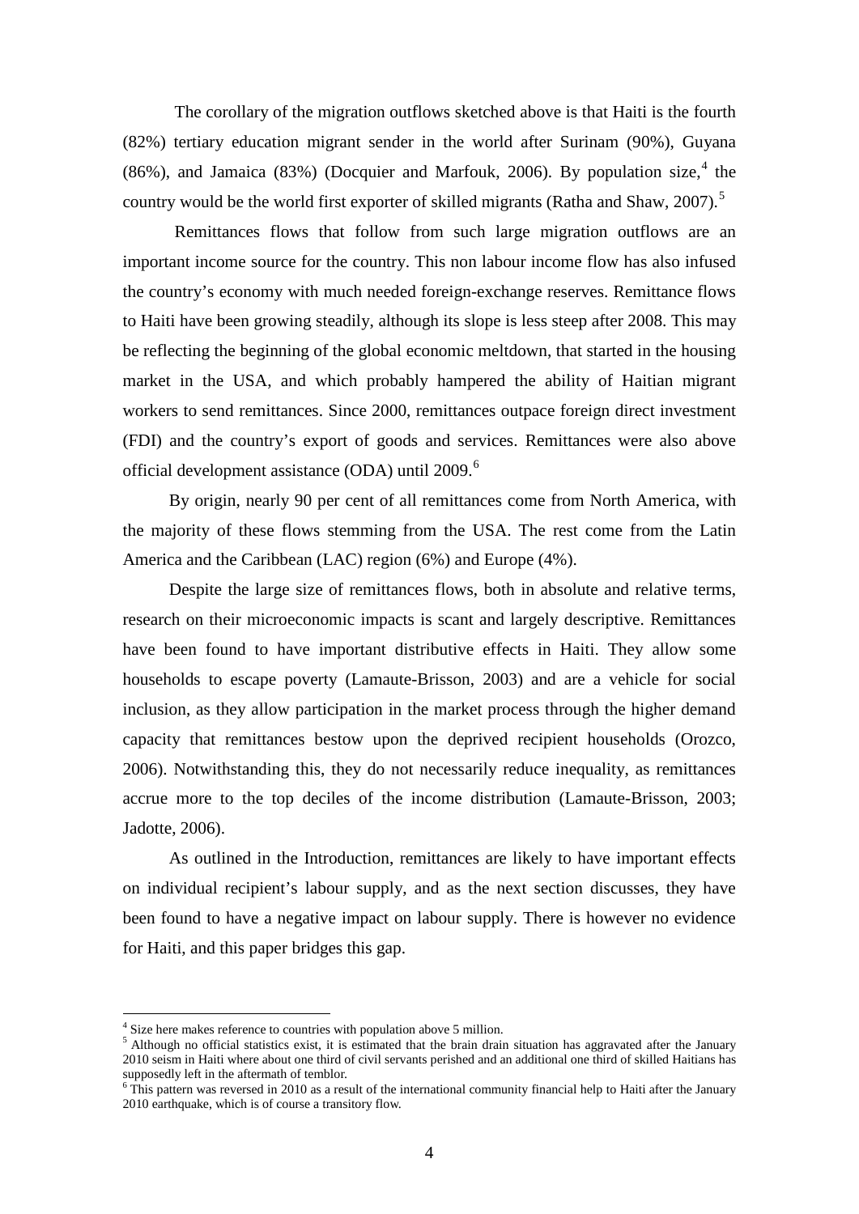The corollary of the migration outflows sketched above is that Haiti is the fourth (82%) tertiary education migrant sender in the world after Surinam (90%), Guyana (86%), and Jamaica (83%) (Docquier and Marfouk, 2006). By population size,[4] the country would be the world first exporter of skilled migrants (Ratha and Shaw, 2007).[5]

Remittances flows that follow from such large migration outflows are an important income source for the country. This non labour income flow has also infused the country's economy with much needed foreign-exchange reserves. Remittance flows to Haiti have been growing steadily, although its slope is less steep after 2008. This may be reflecting the beginning of the global economic meltdown, that started in the housing market in the USA, and which probably hampered the ability of Haitian migrant workers to send remittances. Since 2000, remittances outpace foreign direct investment (FDI) and the country's export of goods and services. Remittances were also above official development assistance (ODA) until 2009.[6]

By origin, nearly 90 per cent of all remittances come from North America, with the majority of these flows stemming from the USA. The rest come from the Latin America and the Caribbean (LAC) region (6%) and Europe (4%).

Despite the large size of remittances flows, both in absolute and relative terms, research on their microeconomic impacts is scant and largely descriptive. Remittances have been found to have important distributive effects in Haiti. They allow some households to escape poverty (Lamaute-Brisson, 2003) and are a vehicle for social inclusion, as they allow participation in the market process through the higher demand capacity that remittances bestow upon the deprived recipient households (Orozco, 2006). Notwithstanding this, they do not necessarily reduce inequality, as remittances accrue more to the top deciles of the income distribution (Lamaute-Brisson, 2003; Jadotte, 2006).

As outlined in the Introduction, remittances are likely to have important effects on individual recipient's labour supply, and as the next section discusses, they have been found to have a negative impact on labour supply. There is however no evidence for Haiti, and this paper bridges this gap.

---

[4] Size here makes reference to countries with population above 5 million.

[5] Although no official statistics exist, it is estimated that the brain drain situation has aggravated after the January 2010 seism in Haiti where about one third of civil servants perished and an additional one third of skilled Haitians has supposedly left in the aftermath of temblor.

[6] This pattern was reversed in 2010 as a result of the international community financial help to Haiti after the January 2010 earthquake, which is of course a transitory flow.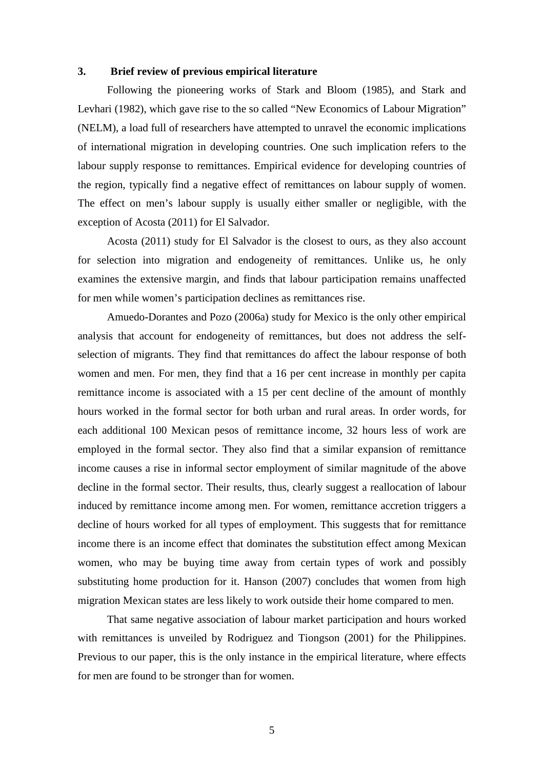### 3. Brief review of previous empirical literature

Following the pioneering works of Stark and Bloom (1985), and Stark and Levhari (1982), which gave rise to the so called "New Economics of Labour Migration" (NELM), a load full of researchers have attempted to unravel the economic implications of international migration in developing countries. One such implication refers to the labour supply response to remittances. Empirical evidence for developing countries of the region, typically find a negative effect of remittances on labour supply of women. The effect on men's labour supply is usually either smaller or negligible, with the exception of Acosta (2011) for El Salvador.

Acosta (2011) study for El Salvador is the closest to ours, as they also account for selection into migration and endogeneity of remittances. Unlike us, he only examines the extensive margin, and finds that labour participation remains unaffected for men while women's participation declines as remittances rise.

Amuedo-Dorantes and Pozo (2006a) study for Mexico is the only other empirical analysis that account for endogeneity of remittances, but does not address the self-selection of migrants. They find that remittances do affect the labour response of both women and men. For men, they find that a 16 per cent increase in monthly per capita remittance income is associated with a 15 per cent decline of the amount of monthly hours worked in the formal sector for both urban and rural areas. In order words, for each additional 100 Mexican pesos of remittance income, 32 hours less of work are employed in the formal sector. They also find that a similar expansion of remittance income causes a rise in informal sector employment of similar magnitude of the above decline in the formal sector. Their results, thus, clearly suggest a reallocation of labour induced by remittance income among men. For women, remittance accretion triggers a decline of hours worked for all types of employment. This suggests that for remittance income there is an income effect that dominates the substitution effect among Mexican women, who may be buying time away from certain types of work and possibly substituting home production for it. Hanson (2007) concludes that women from high migration Mexican states are less likely to work outside their home compared to men.

That same negative association of labour market participation and hours worked with remittances is unveiled by Rodriguez and Tiongson (2001) for the Philippines. Previous to our paper, this is the only instance in the empirical literature, where effects for men are found to be stronger than for women.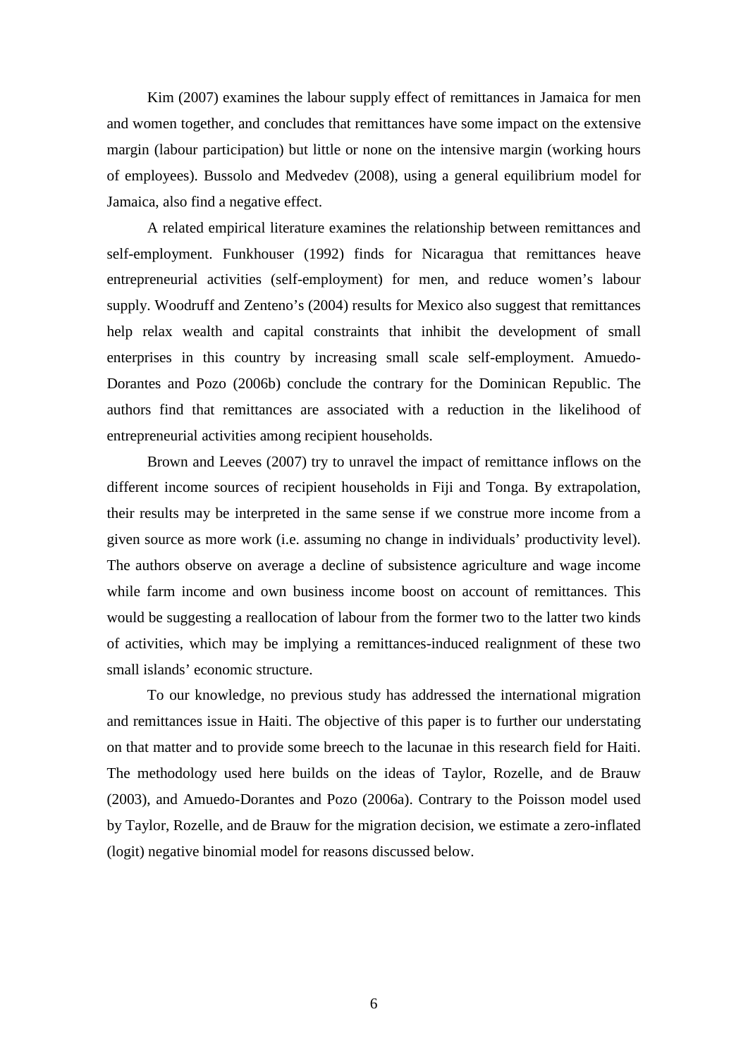Kim (2007) examines the labour supply effect of remittances in Jamaica for men and women together, and concludes that remittances have some impact on the extensive margin (labour participation) but little or none on the intensive margin (working hours of employees). Bussolo and Medvedev (2008), using a general equilibrium model for Jamaica, also find a negative effect.

A related empirical literature examines the relationship between remittances and self-employment. Funkhouser (1992) finds for Nicaragua that remittances heave entrepreneurial activities (self-employment) for men, and reduce women's labour supply. Woodruff and Zenteno's (2004) results for Mexico also suggest that remittances help relax wealth and capital constraints that inhibit the development of small enterprises in this country by increasing small scale self-employment. Amuedo-Dorantes and Pozo (2006b) conclude the contrary for the Dominican Republic. The authors find that remittances are associated with a reduction in the likelihood of entrepreneurial activities among recipient households.

Brown and Leeves (2007) try to unravel the impact of remittance inflows on the different income sources of recipient households in Fiji and Tonga. By extrapolation, their results may be interpreted in the same sense if we construe more income from a given source as more work (i.e. assuming no change in individuals' productivity level). The authors observe on average a decline of subsistence agriculture and wage income while farm income and own business income boost on account of remittances. This would be suggesting a reallocation of labour from the former two to the latter two kinds of activities, which may be implying a remittances-induced realignment of these two small islands' economic structure.

To our knowledge, no previous study has addressed the international migration and remittances issue in Haiti. The objective of this paper is to further our understating on that matter and to provide some breech to the lacunae in this research field for Haiti. The methodology used here builds on the ideas of Taylor, Rozelle, and de Brauw (2003), and Amuedo-Dorantes and Pozo (2006a). Contrary to the Poisson model used by Taylor, Rozelle, and de Brauw for the migration decision, we estimate a zero-inflated (logit) negative binomial model for reasons discussed below.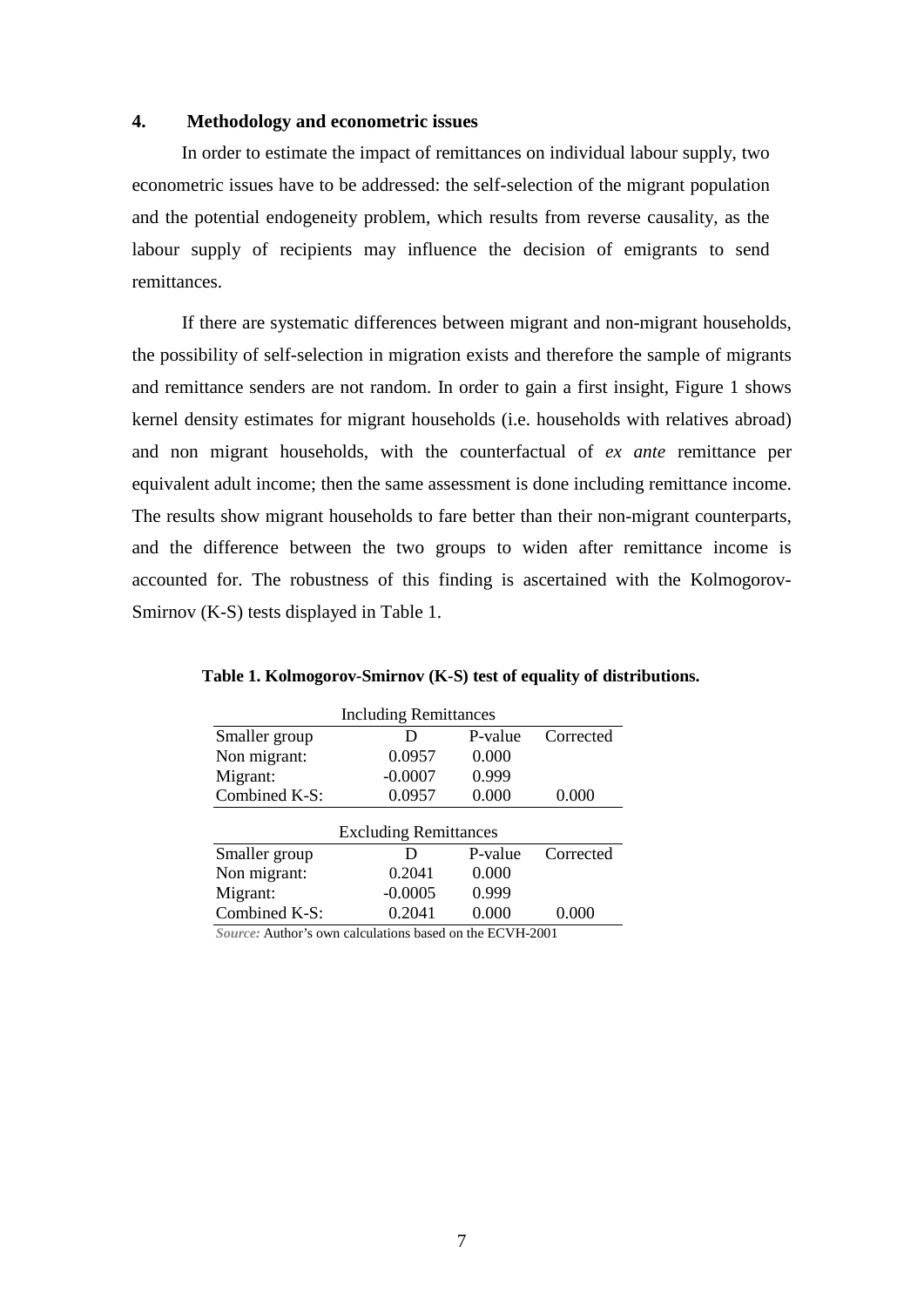## 4. Methodology and econometric issues

In order to estimate the impact of remittances on individual labour supply, two econometric issues have to be addressed: the self-selection of the migrant population and the potential endogeneity problem, which results from reverse causality, as the labour supply of recipients may influence the decision of emigrants to send remittances.

If there are systematic differences between migrant and non-migrant households, the possibility of self-selection in migration exists and therefore the sample of migrants and remittance senders are not random. In order to gain a first insight, Figure 1 shows kernel density estimates for migrant households (i.e. households with relatives abroad) and non migrant households, with the counterfactual of *ex ante* remittance per equivalent adult income; then the same assessment is done including remittance income. The results show migrant households to fare better than their non-migrant counterparts, and the difference between the two groups to widen after remittance income is accounted for. The robustness of this finding is ascertained with the Kolmogorov-Smirnov (K-S) tests displayed in Table 1.

**Table 1. Kolmogorov-Smirnov (K-S) test of equality of distributions.**

| Including Remittances | | | |
|---|---|---|---|
| Smaller group | D | P-value | Corrected |
| Non migrant: | 0.0957 | 0.000 | |
| Migrant: | -0.0007 | 0.999 | |
| Combined K-S: | 0.0957 | 0.000 | 0.000 |
| **Excluding Remittances** | | | |
| Smaller group | D | P-value | Corrected |
| Non migrant: | 0.2041 | 0.000 | |
| Migrant: | -0.0005 | 0.999 | |
| Combined K-S: | 0.2041 | 0.000 | 0.000 |

*Source:* Author's own calculations based on the ECVH-2001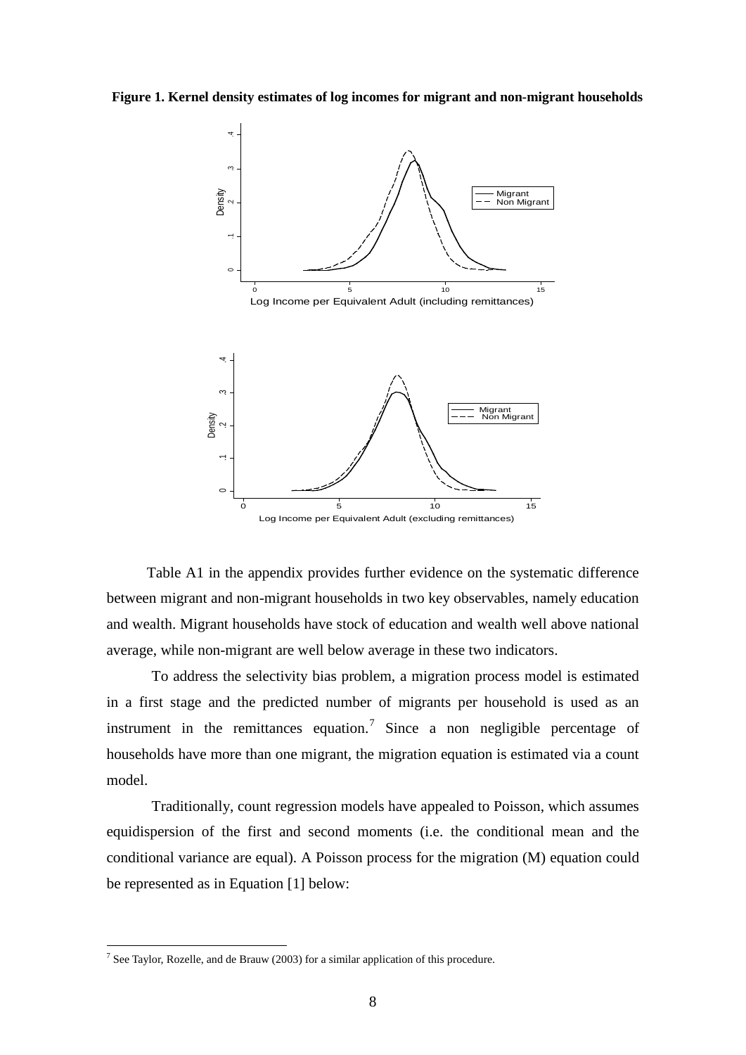**Figure 1. Kernel density estimates of log incomes for migrant and non-migrant households**

Table A1 in the appendix provides further evidence on the systematic difference between migrant and non-migrant households in two key observables, namely education and wealth. Migrant households have stock of education and wealth well above national average, while non-migrant are well below average in these two indicators.

To address the selectivity bias problem, a migration process model is estimated in a first stage and the predicted number of migrants per household is used as an instrument in the remittances equation.[7] Since a non negligible percentage of households have more than one migrant, the migration equation is estimated via a count model.

Traditionally, count regression models have appealed to Poisson, which assumes equidispersion of the first and second moments (i.e. the conditional mean and the conditional variance are equal). A Poisson process for the migration (M) equation could be represented as in Equation [1] below:

[7] See Taylor, Rozelle, and de Brauw (2003) for a similar application of this procedure.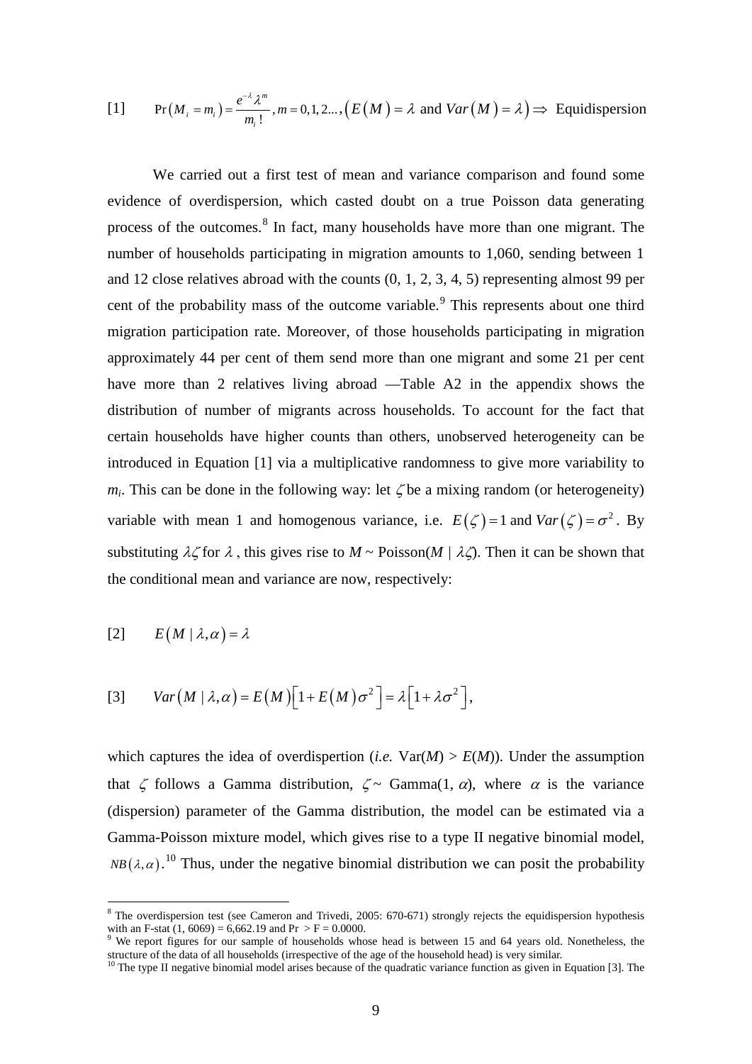$$\text{[1]} \qquad \Pr(M_i = m_i) = \frac{e^{-\lambda}\lambda^m}{m_i!}, m = 0,1,2..., \left(E(M) = \lambda \text{ and } Var(M) = \lambda\right) \Rightarrow \text{ Equidispersion}$$

We carried out a first test of mean and variance comparison and found some evidence of overdispersion, which casted doubt on a true Poisson data generating process of the outcomes.[8] In fact, many households have more than one migrant. The number of households participating in migration amounts to 1,060, sending between 1 and 12 close relatives abroad with the counts (0, 1, 2, 3, 4, 5) representing almost 99 per cent of the probability mass of the outcome variable.[9] This represents about one third migration participation rate. Moreover, of those households participating in migration approximately 44 per cent of them send more than one migrant and some 21 per cent have more than 2 relatives living abroad —Table A2 in the appendix shows the distribution of number of migrants across households. To account for the fact that certain households have higher counts than others, unobserved heterogeneity can be introduced in Equation [1] via a multiplicative randomness to give more variability to $m_i$. This can be done in the following way: let $\zeta$ be a mixing random (or heterogeneity) variable with mean 1 and homogenous variance, i.e. $E(\zeta)=1$ and $Var(\zeta)=\sigma^2$. By substituting $\lambda\zeta$ for $\lambda$, this gives rise to $M$ ~ Poisson($M \mid \lambda\zeta$). Then it can be shown that the conditional mean and variance are now, respectively:

$$\text{[2]} \qquad E(M \mid \lambda, \alpha) = \lambda$$

$$\text{[3]} \qquad Var(M \mid \lambda, \alpha) = E(M)\left[1 + E(M)\sigma^2\right] = \lambda\left[1 + \lambda\sigma^2\right],$$

which captures the idea of overdispertion (*i.e.* Var($M$) > $E$($M$)). Under the assumption that $\zeta$ follows a Gamma distribution, $\zeta \sim$ Gamma(1, $\alpha$), where $\alpha$ is the variance (dispersion) parameter of the Gamma distribution, the model can be estimated via a Gamma-Poisson mixture model, which gives rise to a type II negative binomial model, $NB(\lambda,\alpha)$.[10] Thus, under the negative binomial distribution we can posit the probability

---

[8] The overdispersion test (see Cameron and Trivedi, 2005: 670-671) strongly rejects the equidispersion hypothesis with an F-stat (1, 6069) = 6,662.19 and Pr > F = 0.0000.

[9] We report figures for our sample of households whose head is between 15 and 64 years old. Nonetheless, the structure of the data of all households (irrespective of the age of the household head) is very similar.

[10] The type II negative binomial model arises because of the quadratic variance function as given in Equation [3]. The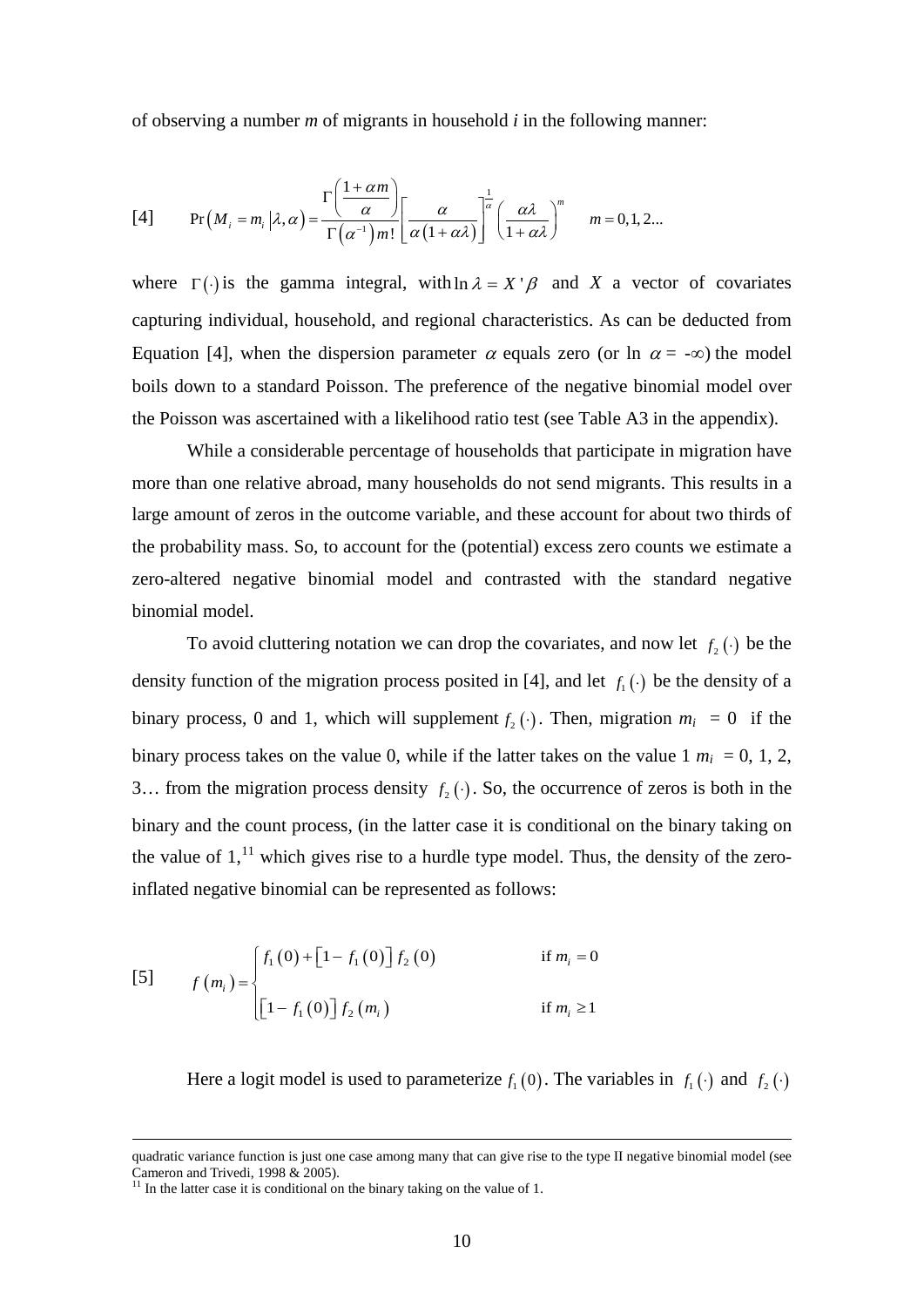of observing a number *m* of migrants in household *i* in the following manner:

$$[4] \qquad \Pr\left(M_i = m_i \middle| \lambda, \alpha\right) = \frac{\Gamma\left(\frac{1+\alpha m}{\alpha}\right)}{\Gamma\left(\alpha^{-1}\right) m!} \left[\frac{\alpha}{\alpha\left(1+\alpha\lambda\right)}\right]^{\frac{1}{\alpha}} \left(\frac{\alpha\lambda}{1+\alpha\lambda}\right)^m \qquad m = 0,1,2...$$

where $\Gamma(\cdot)$ is the gamma integral, with $\ln\lambda = X'\beta$ and $X$ a vector of covariates capturing individual, household, and regional characteristics. As can be deducted from Equation [4], when the dispersion parameter $\alpha$ equals zero (or ln $\alpha$ = $-\infty$) the model boils down to a standard Poisson. The preference of the negative binomial model over the Poisson was ascertained with a likelihood ratio test (see Table A3 in the appendix).

While a considerable percentage of households that participate in migration have more than one relative abroad, many households do not send migrants. This results in a large amount of zeros in the outcome variable, and these account for about two thirds of the probability mass. So, to account for the (potential) excess zero counts we estimate a zero-altered negative binomial model and contrasted with the standard negative binomial model.

To avoid cluttering notation we can drop the covariates, and now let $f_2(\cdot)$ be the density function of the migration process posited in [4], and let $f_1(\cdot)$ be the density of a binary process, 0 and 1, which will supplement $f_2(\cdot)$. Then, migration $m_i = 0$ if the binary process takes on the value 0, while if the latter takes on the value 1 $m_i = 0, 1, 2, 3\ldots$ from the migration process density $f_2(\cdot)$. So, the occurrence of zeros is both in the binary and the count process, (in the latter case it is conditional on the binary taking on the value of 1,[11] which gives rise to a hurdle type model. Thus, the density of the zero-inflated negative binomial can be represented as follows:

$$[5] \qquad f\left(m_i\right) = \begin{cases} f_1(0) + \left[1 - f_1(0)\right] f_2(0) & \text{if } m_i = 0 \\ \left[1 - f_1(0)\right] f_2\left(m_i\right) & \text{if } m_i \geq 1 \end{cases}$$

Here a logit model is used to parameterize $f_1(0)$. The variables in $f_1(\cdot)$ and $f_2(\cdot)$

---

quadratic variance function is just one case among many that can give rise to the type II negative binomial model (see Cameron and Trivedi, 1998 & 2005).

[11] In the latter case it is conditional on the binary taking on the value of 1.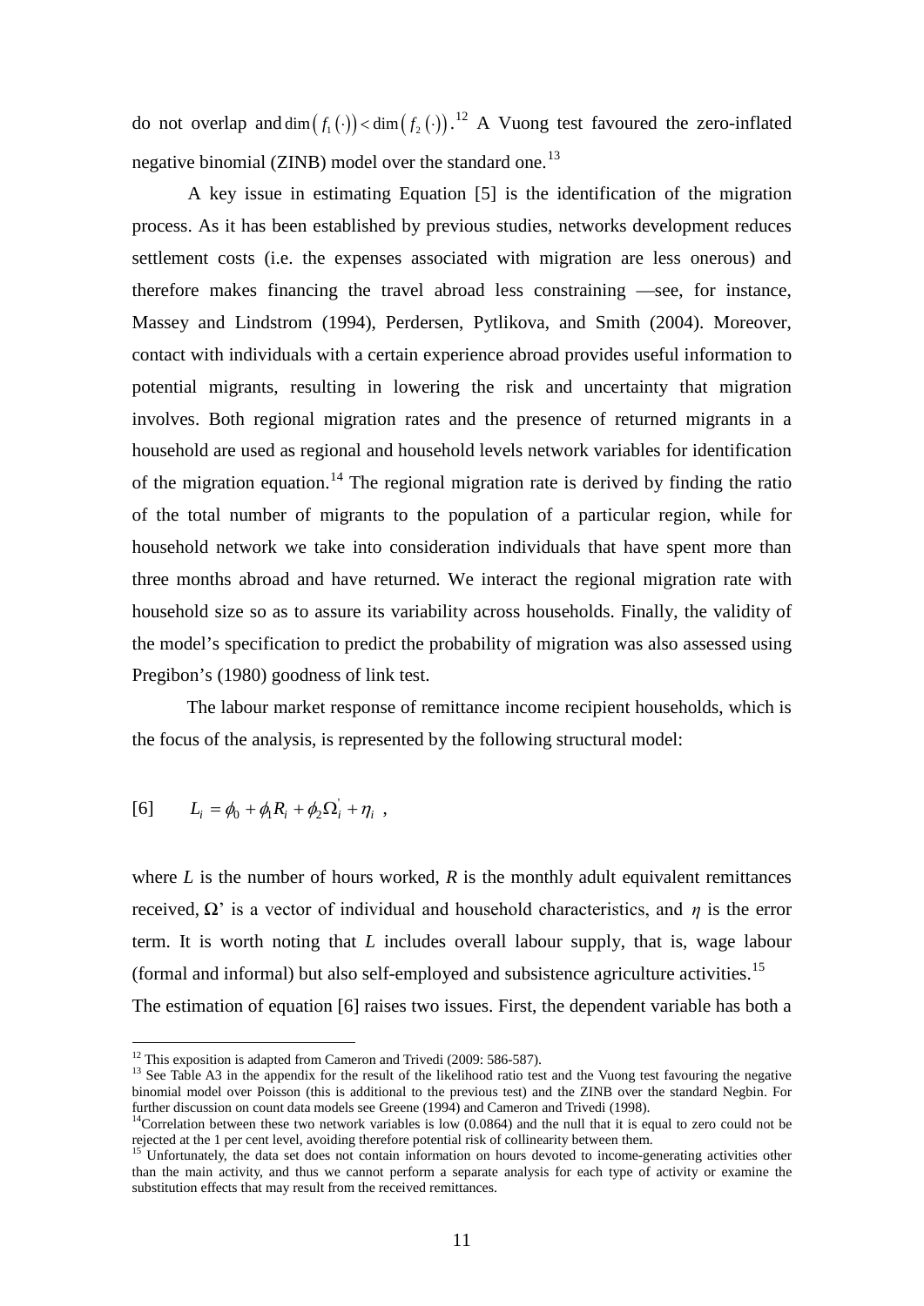do not overlap and $\dim(f_1(\cdot)) < \dim(f_2(\cdot))$.[12] A Vuong test favoured the zero-inflated negative binomial (ZINB) model over the standard one.[13]

A key issue in estimating Equation [5] is the identification of the migration process. As it has been established by previous studies, networks development reduces settlement costs (i.e. the expenses associated with migration are less onerous) and therefore makes financing the travel abroad less constraining —see, for instance, Massey and Lindstrom (1994), Perdersen, Pytlikova, and Smith (2004). Moreover, contact with individuals with a certain experience abroad provides useful information to potential migrants, resulting in lowering the risk and uncertainty that migration involves. Both regional migration rates and the presence of returned migrants in a household are used as regional and household levels network variables for identification of the migration equation.[14] The regional migration rate is derived by finding the ratio of the total number of migrants to the population of a particular region, while for household network we take into consideration individuals that have spent more than three months abroad and have returned. We interact the regional migration rate with household size so as to assure its variability across households. Finally, the validity of the model's specification to predict the probability of migration was also assessed using Pregibon's (1980) goodness of link test.

The labour market response of remittance income recipient households, which is the focus of the analysis, is represented by the following structural model:

$$[6] \qquad L_i = \phi_0 + \phi_1 R_i + \phi_2 \Omega_i^{'} + \eta_i \ ,$$

where $L$ is the number of hours worked, $R$ is the monthly adult equivalent remittances received, $\Omega$' is a vector of individual and household characteristics, and $\eta$ is the error term. It is worth noting that $L$ includes overall labour supply, that is, wage labour (formal and informal) but also self-employed and subsistence agriculture activities.[15]

The estimation of equation [6] raises two issues. First, the dependent variable has both a

---

[12] This exposition is adapted from Cameron and Trivedi (2009: 586-587).

[13] See Table A3 in the appendix for the result of the likelihood ratio test and the Vuong test favouring the negative binomial model over Poisson (this is additional to the previous test) and the ZINB over the standard Negbin. For further discussion on count data models see Greene (1994) and Cameron and Trivedi (1998).

[14] Correlation between these two network variables is low (0.0864) and the null that it is equal to zero could not be rejected at the 1 per cent level, avoiding therefore potential risk of collinearity between them.

[15] Unfortunately, the data set does not contain information on hours devoted to income-generating activities other than the main activity, and thus we cannot perform a separate analysis for each type of activity or examine the substitution effects that may result from the received remittances.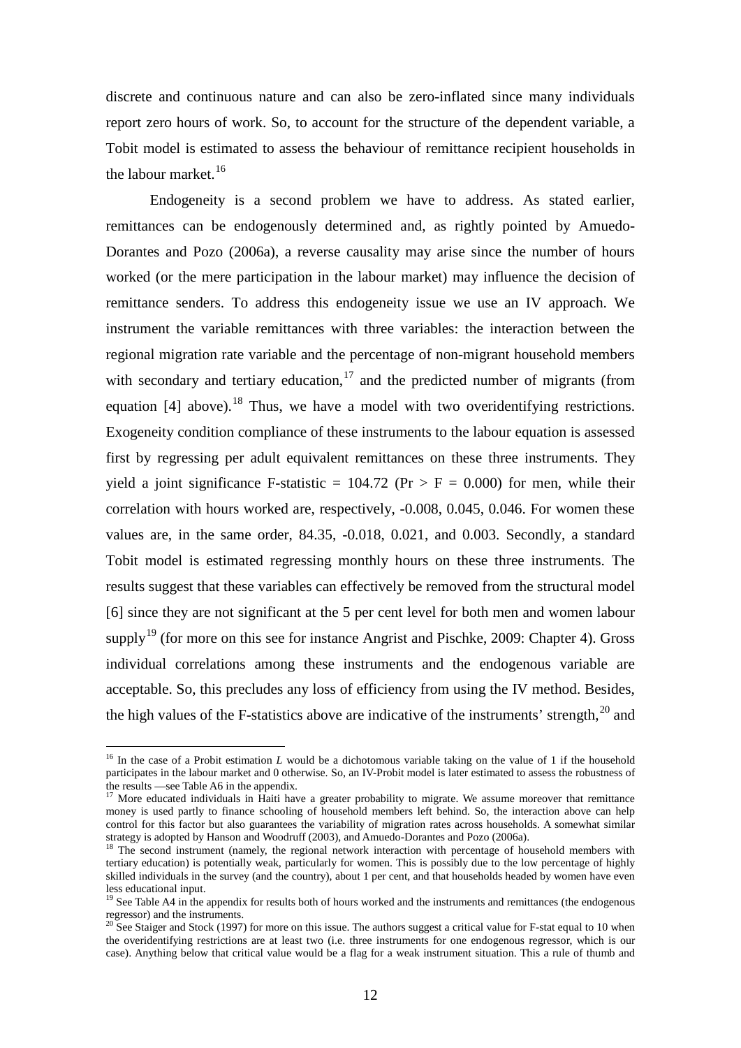discrete and continuous nature and can also be zero-inflated since many individuals report zero hours of work. So, to account for the structure of the dependent variable, a Tobit model is estimated to assess the behaviour of remittance recipient households in the labour market.[16]

Endogeneity is a second problem we have to address. As stated earlier, remittances can be endogenously determined and, as rightly pointed by Amuedo-Dorantes and Pozo (2006a), a reverse causality may arise since the number of hours worked (or the mere participation in the labour market) may influence the decision of remittance senders. To address this endogeneity issue we use an IV approach. We instrument the variable remittances with three variables: the interaction between the regional migration rate variable and the percentage of non-migrant household members with secondary and tertiary education,[17] and the predicted number of migrants (from equation [4] above).[18] Thus, we have a model with two overidentifying restrictions. Exogeneity condition compliance of these instruments to the labour equation is assessed first by regressing per adult equivalent remittances on these three instruments. They yield a joint significance F-statistic = 104.72 ($Pr > F = 0.000$) for men, while their correlation with hours worked are, respectively, -0.008, 0.045, 0.046. For women these values are, in the same order, 84.35, -0.018, 0.021, and 0.003. Secondly, a standard Tobit model is estimated regressing monthly hours on these three instruments. The results suggest that these variables can effectively be removed from the structural model [6] since they are not significant at the 5 per cent level for both men and women labour supply[19] (for more on this see for instance Angrist and Pischke, 2009: Chapter 4). Gross individual correlations among these instruments and the endogenous variable are acceptable. So, this precludes any loss of efficiency from using the IV method. Besides, the high values of the F-statistics above are indicative of the instruments' strength,[20] and

---

[16] In the case of a Probit estimation *L* would be a dichotomous variable taking on the value of 1 if the household participates in the labour market and 0 otherwise. So, an IV-Probit model is later estimated to assess the robustness of the results —see Table A6 in the appendix.

[17] More educated individuals in Haiti have a greater probability to migrate. We assume moreover that remittance money is used partly to finance schooling of household members left behind. So, the interaction above can help control for this factor but also guarantees the variability of migration rates across households. A somewhat similar strategy is adopted by Hanson and Woodruff (2003), and Amuedo-Dorantes and Pozo (2006a).

[18] The second instrument (namely, the regional network interaction with percentage of household members with tertiary education) is potentially weak, particularly for women. This is possibly due to the low percentage of highly skilled individuals in the survey (and the country), about 1 per cent, and that households headed by women have even less educational input.

[19] See Table A4 in the appendix for results both of hours worked and the instruments and remittances (the endogenous regressor) and the instruments.

[20] See Staiger and Stock (1997) for more on this issue. The authors suggest a critical value for F-stat equal to 10 when the overidentifying restrictions are at least two (i.e. three instruments for one endogenous regressor, which is our case). Anything below that critical value would be a flag for a weak instrument situation. This a rule of thumb and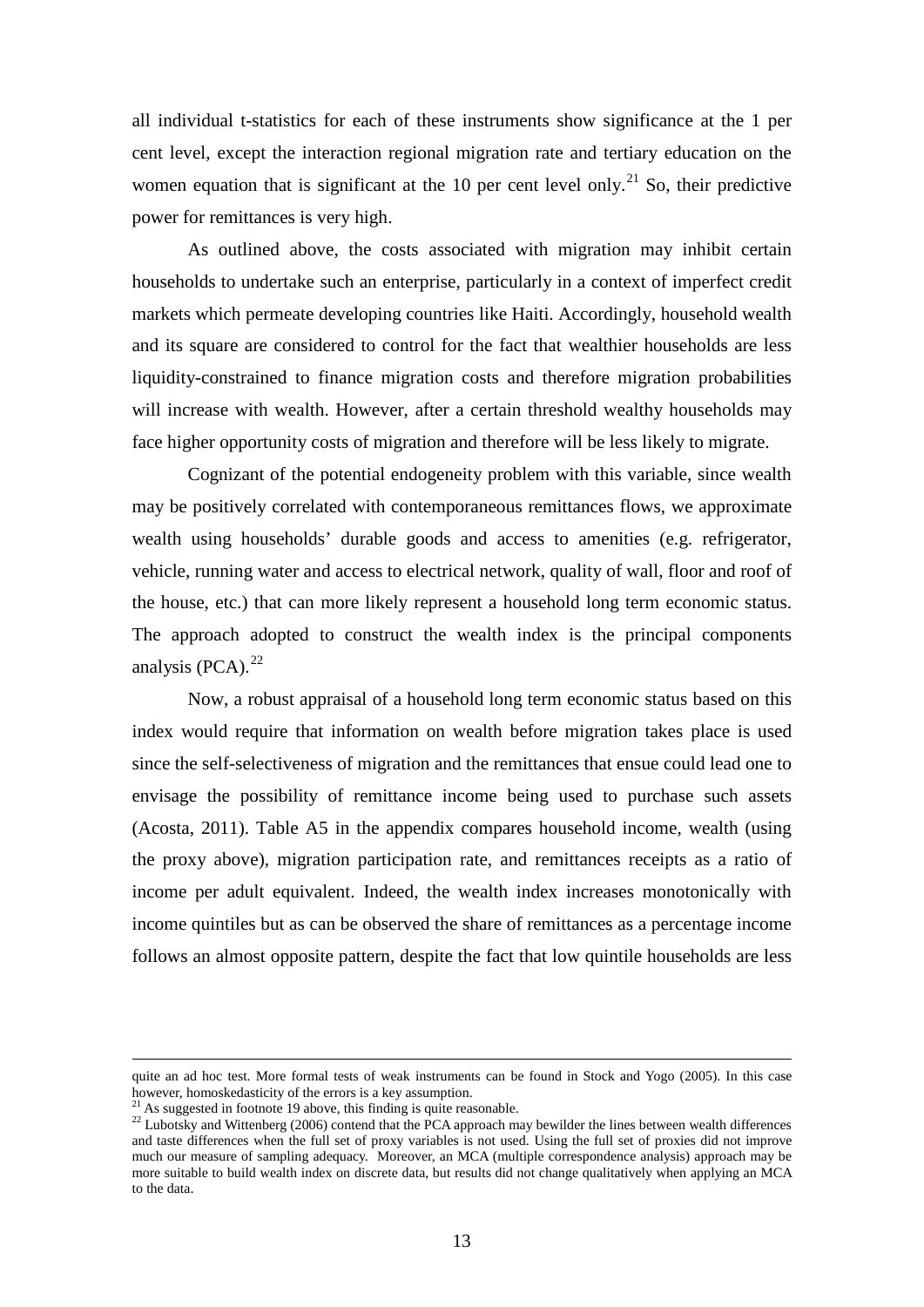all individual t-statistics for each of these instruments show significance at the 1 per cent level, except the interaction regional migration rate and tertiary education on the women equation that is significant at the 10 per cent level only.[21] So, their predictive power for remittances is very high.

As outlined above, the costs associated with migration may inhibit certain households to undertake such an enterprise, particularly in a context of imperfect credit markets which permeate developing countries like Haiti. Accordingly, household wealth and its square are considered to control for the fact that wealthier households are less liquidity-constrained to finance migration costs and therefore migration probabilities will increase with wealth. However, after a certain threshold wealthy households may face higher opportunity costs of migration and therefore will be less likely to migrate.

Cognizant of the potential endogeneity problem with this variable, since wealth may be positively correlated with contemporaneous remittances flows, we approximate wealth using households' durable goods and access to amenities (e.g. refrigerator, vehicle, running water and access to electrical network, quality of wall, floor and roof of the house, etc.) that can more likely represent a household long term economic status. The approach adopted to construct the wealth index is the principal components analysis (PCA).[22]

Now, a robust appraisal of a household long term economic status based on this index would require that information on wealth before migration takes place is used since the self-selectiveness of migration and the remittances that ensue could lead one to envisage the possibility of remittance income being used to purchase such assets (Acosta, 2011). Table A5 in the appendix compares household income, wealth (using the proxy above), migration participation rate, and remittances receipts as a ratio of income per adult equivalent. Indeed, the wealth index increases monotonically with income quintiles but as can be observed the share of remittances as a percentage income follows an almost opposite pattern, despite the fact that low quintile households are less

---

quite an ad hoc test. More formal tests of weak instruments can be found in Stock and Yogo (2005). In this case however, homoskedasticity of the errors is a key assumption.

[21] As suggested in footnote 19 above, this finding is quite reasonable.

[22] Lubotsky and Wittenberg (2006) contend that the PCA approach may bewilder the lines between wealth differences and taste differences when the full set of proxy variables is not used. Using the full set of proxies did not improve much our measure of sampling adequacy. Moreover, an MCA (multiple correspondence analysis) approach may be more suitable to build wealth index on discrete data, but results did not change qualitatively when applying an MCA to the data.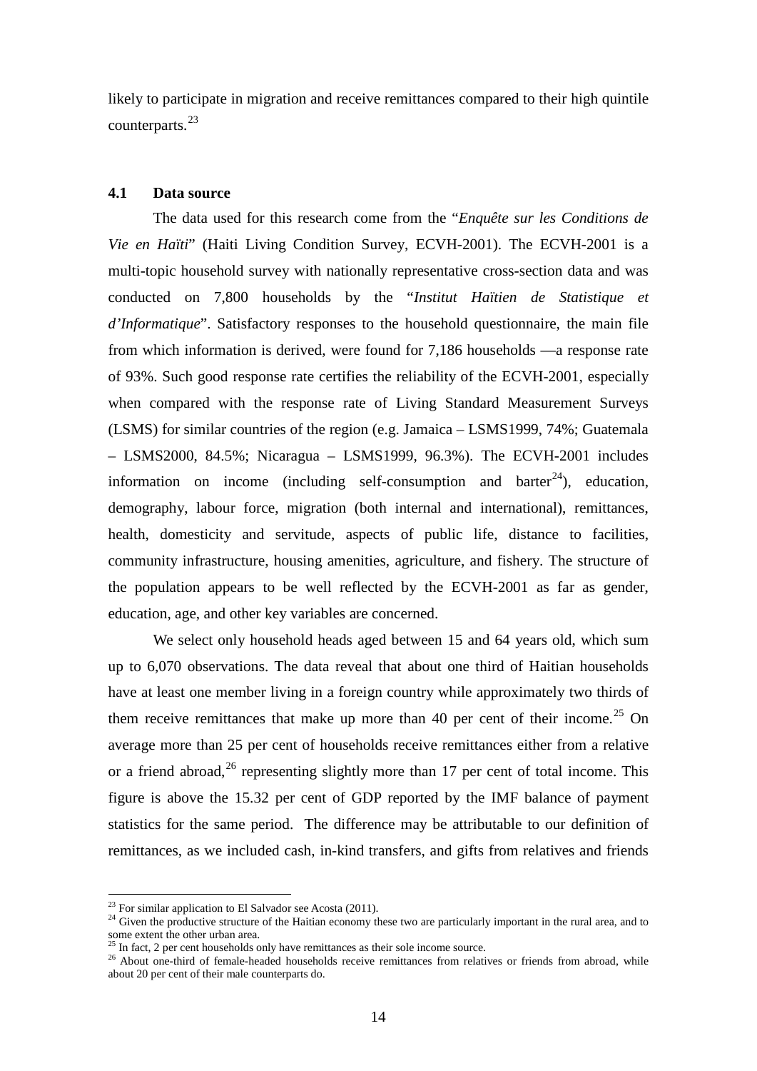likely to participate in migration and receive remittances compared to their high quintile counterparts.[23]

### 4.1 Data source

The data used for this research come from the "*Enquête sur les Conditions de Vie en Haïti*" (Haiti Living Condition Survey, ECVH-2001). The ECVH-2001 is a multi-topic household survey with nationally representative cross-section data and was conducted on 7,800 households by the "*Institut Haïtien de Statistique et d'Informatique*". Satisfactory responses to the household questionnaire, the main file from which information is derived, were found for 7,186 households —a response rate of 93%. Such good response rate certifies the reliability of the ECVH-2001, especially when compared with the response rate of Living Standard Measurement Surveys (LSMS) for similar countries of the region (e.g. Jamaica – LSMS1999, 74%; Guatemala – LSMS2000, 84.5%; Nicaragua – LSMS1999, 96.3%). The ECVH-2001 includes information on income (including self-consumption and barter[24]), education, demography, labour force, migration (both internal and international), remittances, health, domesticity and servitude, aspects of public life, distance to facilities, community infrastructure, housing amenities, agriculture, and fishery. The structure of the population appears to be well reflected by the ECVH-2001 as far as gender, education, age, and other key variables are concerned.

We select only household heads aged between 15 and 64 years old, which sum up to 6,070 observations. The data reveal that about one third of Haitian households have at least one member living in a foreign country while approximately two thirds of them receive remittances that make up more than 40 per cent of their income.[25] On average more than 25 per cent of households receive remittances either from a relative or a friend abroad,[26] representing slightly more than 17 per cent of total income. This figure is above the 15.32 per cent of GDP reported by the IMF balance of payment statistics for the same period. The difference may be attributable to our definition of remittances, as we included cash, in-kind transfers, and gifts from relatives and friends

---

[23] For similar application to El Salvador see Acosta (2011).

[24] Given the productive structure of the Haitian economy these two are particularly important in the rural area, and to some extent the other urban area.

[25] In fact, 2 per cent households only have remittances as their sole income source.

[26] About one-third of female-headed households receive remittances from relatives or friends from abroad, while about 20 per cent of their male counterparts do.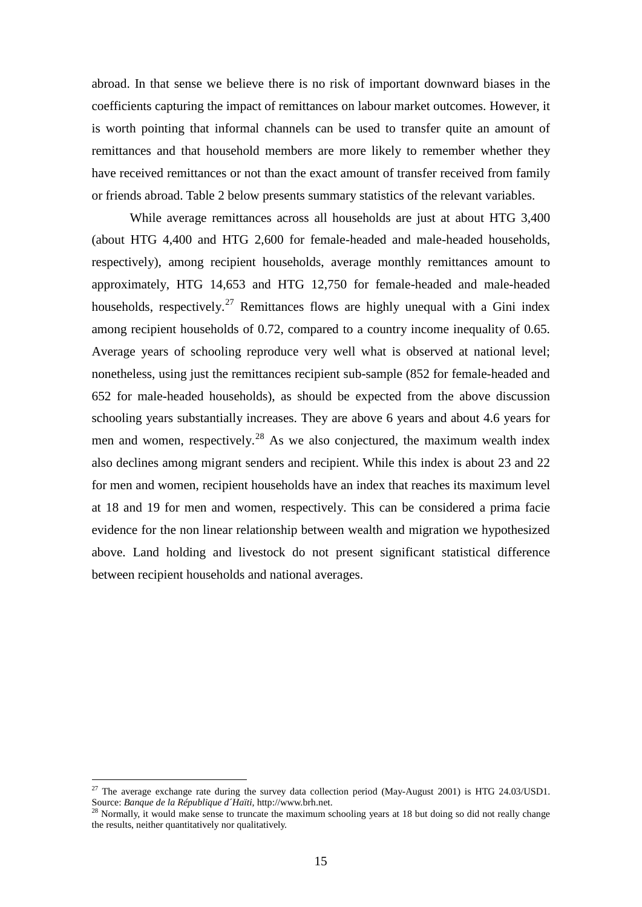abroad. In that sense we believe there is no risk of important downward biases in the coefficients capturing the impact of remittances on labour market outcomes. However, it is worth pointing that informal channels can be used to transfer quite an amount of remittances and that household members are more likely to remember whether they have received remittances or not than the exact amount of transfer received from family or friends abroad. Table 2 below presents summary statistics of the relevant variables.

While average remittances across all households are just at about HTG 3,400 (about HTG 4,400 and HTG 2,600 for female-headed and male-headed households, respectively), among recipient households, average monthly remittances amount to approximately, HTG 14,653 and HTG 12,750 for female-headed and male-headed households, respectively.[27] Remittances flows are highly unequal with a Gini index among recipient households of 0.72, compared to a country income inequality of 0.65. Average years of schooling reproduce very well what is observed at national level; nonetheless, using just the remittances recipient sub-sample (852 for female-headed and 652 for male-headed households), as should be expected from the above discussion schooling years substantially increases. They are above 6 years and about 4.6 years for men and women, respectively.[28] As we also conjectured, the maximum wealth index also declines among migrant senders and recipient. While this index is about 23 and 22 for men and women, recipient households have an index that reaches its maximum level at 18 and 19 for men and women, respectively. This can be considered a prima facie evidence for the non linear relationship between wealth and migration we hypothesized above. Land holding and livestock do not present significant statistical difference between recipient households and national averages.

---

[27] The average exchange rate during the survey data collection period (May-August 2001) is HTG 24.03/USD1. Source: *Banque de la République d´Haïti*, http://www.brh.net.

[28] Normally, it would make sense to truncate the maximum schooling years at 18 but doing so did not really change the results, neither quantitatively nor qualitatively.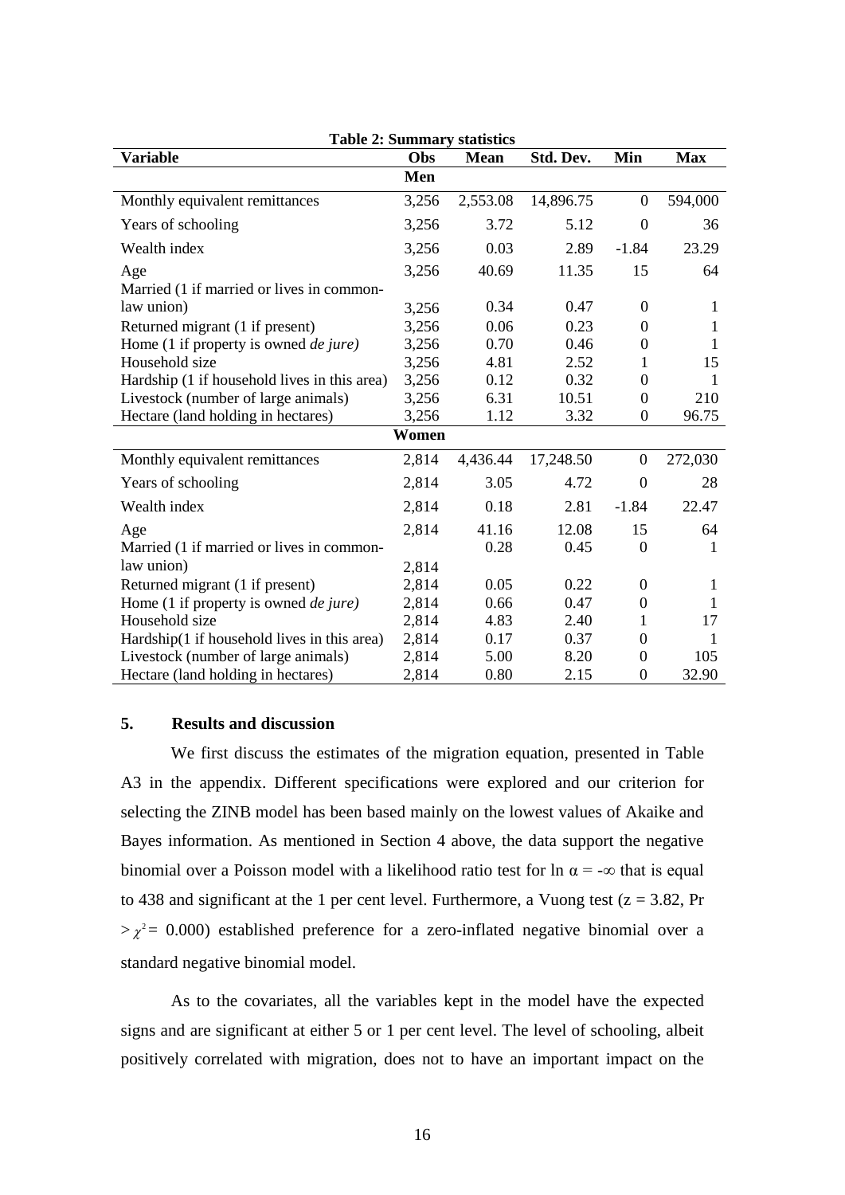**Table 2: Summary statistics**

| Variable | Obs | Mean | Std. Dev. | Min | Max |
|---|---|---|---|---|---|
| | **Men** | | | | |
| Monthly equivalent remittances | 3,256 | 2,553.08 | 14,896.75 | 0 | 594,000 |
| Years of schooling | 3,256 | 3.72 | 5.12 | 0 | 36 |
| Wealth index | 3,256 | 0.03 | 2.89 | -1.84 | 23.29 |
| Age | 3,256 | 40.69 | 11.35 | 15 | 64 |
| Married (1 if married or lives in common-law union) | 3,256 | 0.34 | 0.47 | 0 | 1 |
| Returned migrant (1 if present) | 3,256 | 0.06 | 0.23 | 0 | 1 |
| Home (1 if property is owned *de jure)* | 3,256 | 0.70 | 0.46 | 0 | 1 |
| Household size | 3,256 | 4.81 | 2.52 | 1 | 15 |
| Hardship (1 if household lives in this area) | 3,256 | 0.12 | 0.32 | 0 | 1 |
| Livestock (number of large animals) | 3,256 | 6.31 | 10.51 | 0 | 210 |
| Hectare (land holding in hectares) | 3,256 | 1.12 | 3.32 | 0 | 96.75 |
| | **Women** | | | | |
| Monthly equivalent remittances | 2,814 | 4,436.44 | 17,248.50 | 0 | 272,030 |
| Years of schooling | 2,814 | 3.05 | 4.72 | 0 | 28 |
| Wealth index | 2,814 | 0.18 | 2.81 | -1.84 | 22.47 |
| Age | 2,814 | 41.16 | 12.08 | 15 | 64 |
| Married (1 if married or lives in common-law union) | 2,814 | 0.28 | 0.45 | 0 | 1 |
| Returned migrant (1 if present) | 2,814 | 0.05 | 0.22 | 0 | 1 |
| Home (1 if property is owned *de jure)* | 2,814 | 0.66 | 0.47 | 0 | 1 |
| Household size | 2,814 | 4.83 | 2.40 | 1 | 17 |
| Hardship(1 if household lives in this area) | 2,814 | 0.17 | 0.37 | 0 | 1 |
| Livestock (number of large animals) | 2,814 | 5.00 | 8.20 | 0 | 105 |
| Hectare (land holding in hectares) | 2,814 | 0.80 | 2.15 | 0 | 32.90 |

## 5. Results and discussion

We first discuss the estimates of the migration equation, presented in Table A3 in the appendix. Different specifications were explored and our criterion for selecting the ZINB model has been based mainly on the lowest values of Akaike and Bayes information. As mentioned in Section 4 above, the data support the negative binomial over a Poisson model with a likelihood ratio test for $\ln \alpha = -\infty$ that is equal to 438 and significant at the 1 per cent level. Furthermore, a Vuong test ($z = 3.82$, Pr $> \chi^2 = 0.000$) established preference for a zero-inflated negative binomial over a standard negative binomial model.

As to the covariates, all the variables kept in the model have the expected signs and are significant at either 5 or 1 per cent level. The level of schooling, albeit positively correlated with migration, does not to have an important impact on the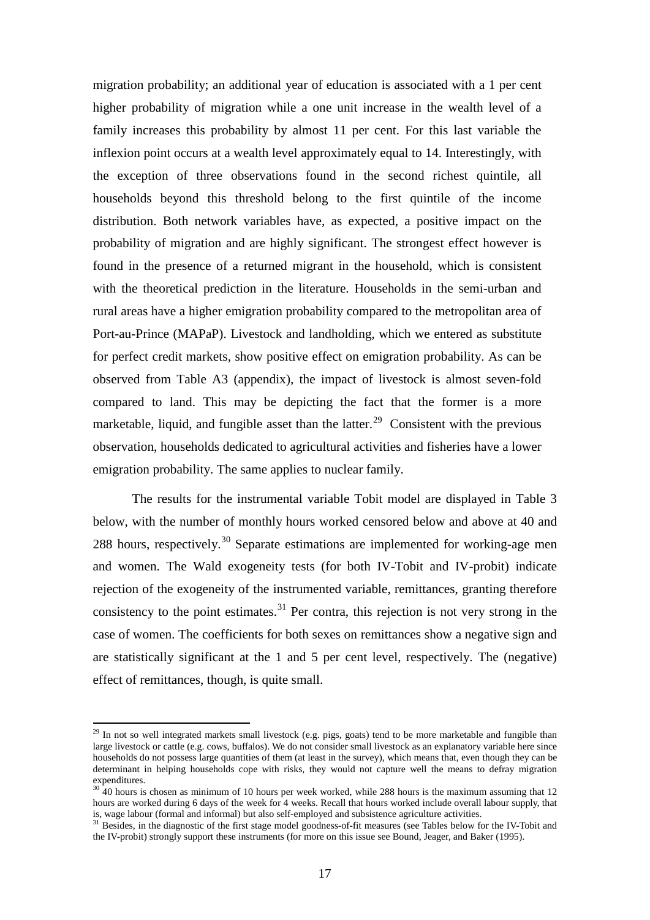migration probability; an additional year of education is associated with a 1 per cent higher probability of migration while a one unit increase in the wealth level of a family increases this probability by almost 11 per cent. For this last variable the inflexion point occurs at a wealth level approximately equal to 14. Interestingly, with the exception of three observations found in the second richest quintile, all households beyond this threshold belong to the first quintile of the income distribution. Both network variables have, as expected, a positive impact on the probability of migration and are highly significant. The strongest effect however is found in the presence of a returned migrant in the household, which is consistent with the theoretical prediction in the literature. Households in the semi-urban and rural areas have a higher emigration probability compared to the metropolitan area of Port-au-Prince (MAPaP). Livestock and landholding, which we entered as substitute for perfect credit markets, show positive effect on emigration probability. As can be observed from Table A3 (appendix), the impact of livestock is almost seven-fold compared to land. This may be depicting the fact that the former is a more marketable, liquid, and fungible asset than the latter.[29] Consistent with the previous observation, households dedicated to agricultural activities and fisheries have a lower emigration probability. The same applies to nuclear family.

The results for the instrumental variable Tobit model are displayed in Table 3 below, with the number of monthly hours worked censored below and above at 40 and 288 hours, respectively.[30] Separate estimations are implemented for working-age men and women. The Wald exogeneity tests (for both IV-Tobit and IV-probit) indicate rejection of the exogeneity of the instrumented variable, remittances, granting therefore consistency to the point estimates.[31] Per contra, this rejection is not very strong in the case of women. The coefficients for both sexes on remittances show a negative sign and are statistically significant at the 1 and 5 per cent level, respectively. The (negative) effect of remittances, though, is quite small.

---

[29] In not so well integrated markets small livestock (e.g. pigs, goats) tend to be more marketable and fungible than large livestock or cattle (e.g. cows, buffalos). We do not consider small livestock as an explanatory variable here since households do not possess large quantities of them (at least in the survey), which means that, even though they can be determinant in helping households cope with risks, they would not capture well the means to defray migration expenditures.

[30] 40 hours is chosen as minimum of 10 hours per week worked, while 288 hours is the maximum assuming that 12 hours are worked during 6 days of the week for 4 weeks. Recall that hours worked include overall labour supply, that is, wage labour (formal and informal) but also self-employed and subsistence agriculture activities.

[31] Besides, in the diagnostic of the first stage model goodness-of-fit measures (see Tables below for the IV-Tobit and the IV-probit) strongly support these instruments (for more on this issue see Bound, Jeager, and Baker (1995).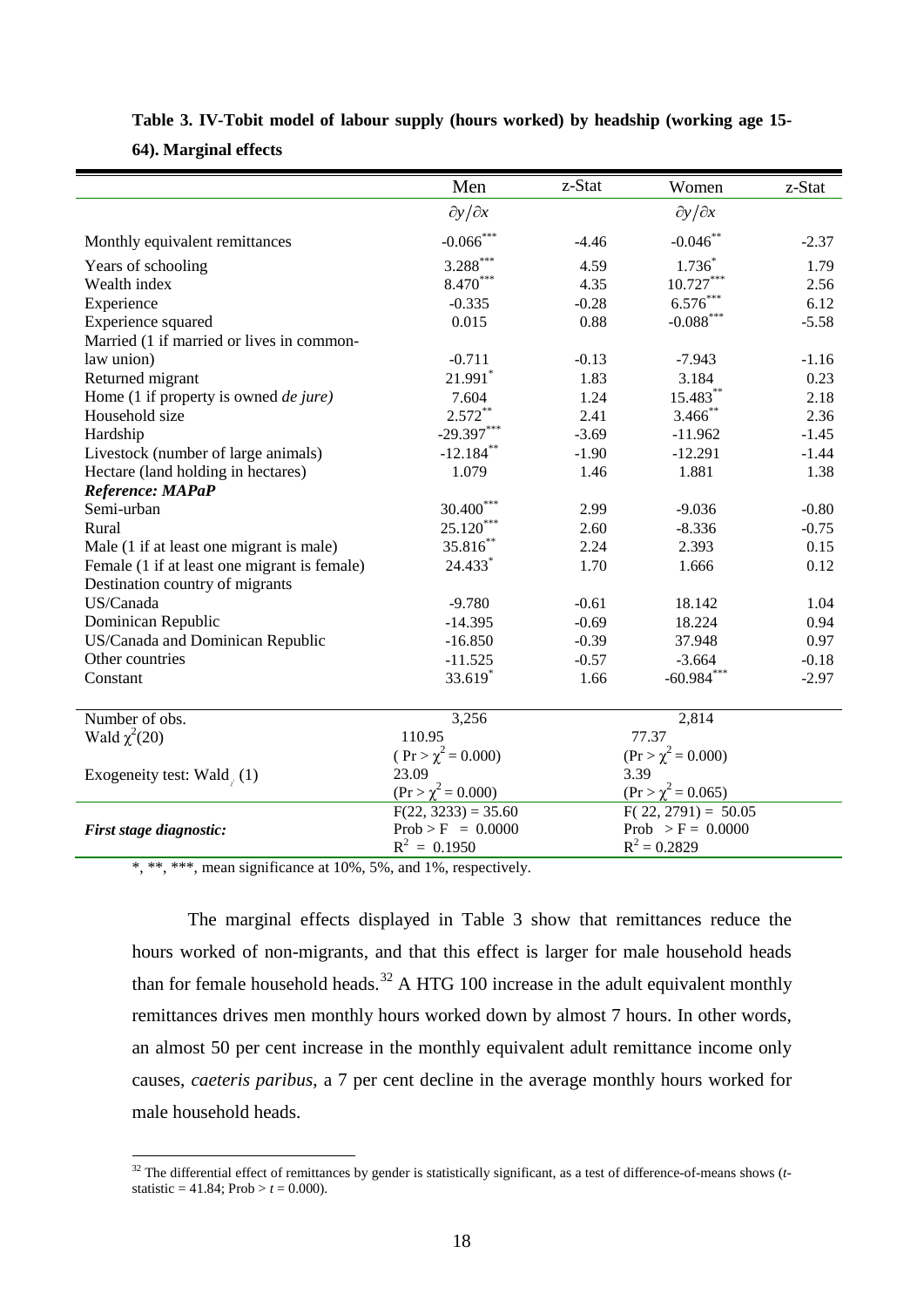**Table 3. IV-Tobit model of labour supply (hours worked) by headship (working age 15-64). Marginal effects**

| | Men | z-Stat | Women | z-Stat |
|---|---|---|---|---|
| | $\partial y/\partial x$ | | $\partial y/\partial x$ | |
| Monthly equivalent remittances | $-0.066^{***}$ | -4.46 | $-0.046^{**}$ | -2.37 |
| Years of schooling | $3.288^{***}$ | 4.59 | $1.736^{*}$ | 1.79 |
| Wealth index | $8.470^{***}$ | 4.35 | $10.727^{***}$ | 2.56 |
| Experience | -0.335 | -0.28 | $6.576^{***}$ | 6.12 |
| Experience squared | 0.015 | 0.88 | $-0.088^{***}$ | -5.58 |
| Married (1 if married or lives in common-law union) | -0.711 | -0.13 | -7.943 | -1.16 |
| Returned migrant | $21.991^{*}$ | 1.83 | 3.184 | 0.23 |
| Home (1 if property is owned *de jure)* | 7.604 | 1.24 | $15.483^{**}$ | 2.18 |
| Household size | $2.572^{**}$ | 2.41 | $3.466^{**}$ | 2.36 |
| Hardship | $-29.397^{***}$ | -3.69 | -11.962 | -1.45 |
| Livestock (number of large animals) | $-12.184^{**}$ | -1.90 | -12.291 | -1.44 |
| Hectare (land holding in hectares) | 1.079 | 1.46 | 1.881 | 1.38 |
| ***Reference: MAPaP*** | | | | |
| Semi-urban | $30.400^{***}$ | 2.99 | -9.036 | -0.80 |
| Rural | $25.120^{***}$ | 2.60 | -8.336 | -0.75 |
| Male (1 if at least one migrant is male) | $35.816^{**}$ | 2.24 | 2.393 | 0.15 |
| Female (1 if at least one migrant is female) | $24.433^{*}$ | 1.70 | 1.666 | 0.12 |
| Destination country of migrants | | | | |
| US/Canada | -9.780 | -0.61 | 18.142 | 1.04 |
| Dominican Republic | -14.395 | -0.69 | 18.224 | 0.94 |
| US/Canada and Dominican Republic | -16.850 | -0.39 | 37.948 | 0.97 |
| Other countries | -11.525 | -0.57 | -3.664 | -0.18 |
| Constant | $33.619^{*}$ | 1.66 | $-60.984^{***}$ | -2.97 |
| Number of obs. | 3,256 | | 2,814 | |
| Wald $\chi^2(20)$ | 110.95 ($\Pr > \chi^2 = 0.000$) | | 77.37 ($\Pr > \chi^2 = 0.000$) | |
| Exogeneity test: Wald$_{\chi}$ (1) | 23.09 ($\Pr > \chi^2 = 0.000$) | | 3.39 ($\Pr > \chi^2 = 0.065$) | |
| ***First stage diagnostic:*** | $F(22, 3233) = 35.60$; Prob > F = 0.0000; $R^2 = 0.1950$ | | $F(22, 2791) = 50.05$; Prob > F = 0.0000; $R^2 = 0.2829$ | |

*, **, ***, mean significance at 10%, 5%, and 1%, respectively.

The marginal effects displayed in Table 3 show that remittances reduce the hours worked of non-migrants, and that this effect is larger for male household heads than for female household heads.[32] A HTG 100 increase in the adult equivalent monthly remittances drives men monthly hours worked down by almost 7 hours. In other words, an almost 50 per cent increase in the monthly equivalent adult remittance income only causes, *caeteris paribus*, a 7 per cent decline in the average monthly hours worked for male household heads.

[32] The differential effect of remittances by gender is statistically significant, as a test of difference-of-means shows ($t$-statistic = 41.84; Prob > $t$ = 0.000).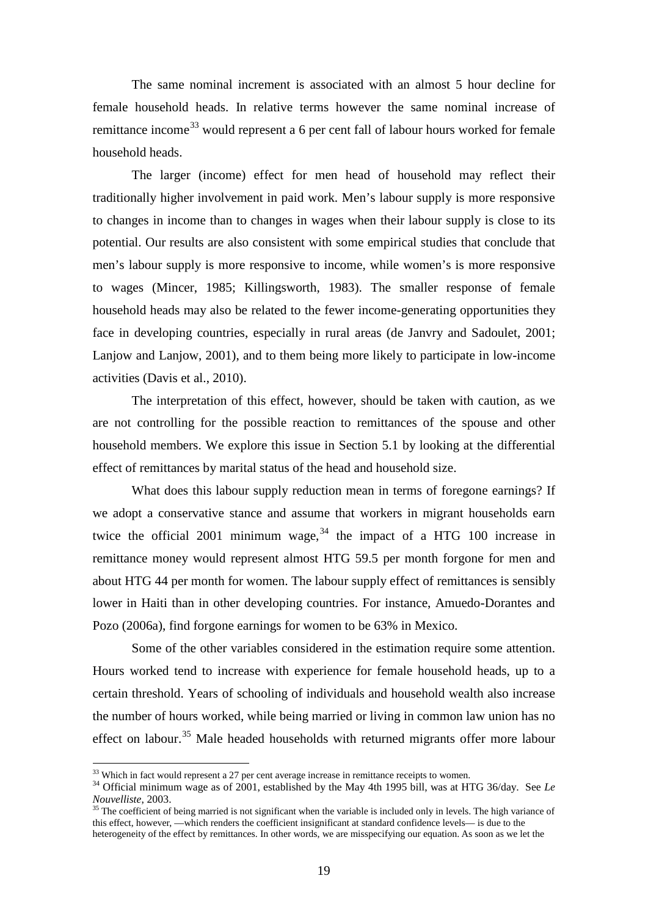The same nominal increment is associated with an almost 5 hour decline for female household heads. In relative terms however the same nominal increase of remittance income[33] would represent a 6 per cent fall of labour hours worked for female household heads.

The larger (income) effect for men head of household may reflect their traditionally higher involvement in paid work. Men's labour supply is more responsive to changes in income than to changes in wages when their labour supply is close to its potential. Our results are also consistent with some empirical studies that conclude that men's labour supply is more responsive to income, while women's is more responsive to wages (Mincer, 1985; Killingsworth, 1983). The smaller response of female household heads may also be related to the fewer income-generating opportunities they face in developing countries, especially in rural areas (de Janvry and Sadoulet, 2001; Lanjow and Lanjow, 2001), and to them being more likely to participate in low-income activities (Davis et al., 2010).

The interpretation of this effect, however, should be taken with caution, as we are not controlling for the possible reaction to remittances of the spouse and other household members. We explore this issue in Section 5.1 by looking at the differential effect of remittances by marital status of the head and household size.

What does this labour supply reduction mean in terms of foregone earnings? If we adopt a conservative stance and assume that workers in migrant households earn twice the official 2001 minimum wage,[34] the impact of a HTG 100 increase in remittance money would represent almost HTG 59.5 per month forgone for men and about HTG 44 per month for women. The labour supply effect of remittances is sensibly lower in Haiti than in other developing countries. For instance, Amuedo-Dorantes and Pozo (2006a), find forgone earnings for women to be 63% in Mexico.

Some of the other variables considered in the estimation require some attention. Hours worked tend to increase with experience for female household heads, up to a certain threshold. Years of schooling of individuals and household wealth also increase the number of hours worked, while being married or living in common law union has no effect on labour.[35] Male headed households with returned migrants offer more labour

---

[33] Which in fact would represent a 27 per cent average increase in remittance receipts to women.

[34] Official minimum wage as of 2001, established by the May 4th 1995 bill, was at HTG 36/day. See *Le Nouvelliste*, 2003.

[35] The coefficient of being married is not significant when the variable is included only in levels. The high variance of this effect, however, —which renders the coefficient insignificant at standard confidence levels— is due to the heterogeneity of the effect by remittances. In other words, we are misspecifying our equation. As soon as we let the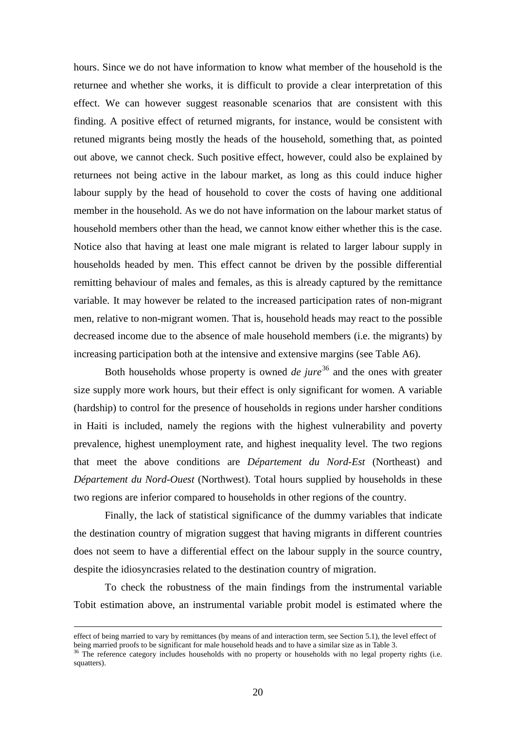hours. Since we do not have information to know what member of the household is the returnee and whether she works, it is difficult to provide a clear interpretation of this effect. We can however suggest reasonable scenarios that are consistent with this finding. A positive effect of returned migrants, for instance, would be consistent with retuned migrants being mostly the heads of the household, something that, as pointed out above, we cannot check. Such positive effect, however, could also be explained by returnees not being active in the labour market, as long as this could induce higher labour supply by the head of household to cover the costs of having one additional member in the household. As we do not have information on the labour market status of household members other than the head, we cannot know either whether this is the case. Notice also that having at least one male migrant is related to larger labour supply in households headed by men. This effect cannot be driven by the possible differential remitting behaviour of males and females, as this is already captured by the remittance variable. It may however be related to the increased participation rates of non-migrant men, relative to non-migrant women. That is, household heads may react to the possible decreased income due to the absence of male household members (i.e. the migrants) by increasing participation both at the intensive and extensive margins (see Table A6).

Both households whose property is owned *de jure*[36] and the ones with greater size supply more work hours, but their effect is only significant for women. A variable (hardship) to control for the presence of households in regions under harsher conditions in Haiti is included, namely the regions with the highest vulnerability and poverty prevalence, highest unemployment rate, and highest inequality level. The two regions that meet the above conditions are *Département du Nord-Est* (Northeast) and *Département du Nord-Ouest* (Northwest). Total hours supplied by households in these two regions are inferior compared to households in other regions of the country.

Finally, the lack of statistical significance of the dummy variables that indicate the destination country of migration suggest that having migrants in different countries does not seem to have a differential effect on the labour supply in the source country, despite the idiosyncrasies related to the destination country of migration.

To check the robustness of the main findings from the instrumental variable Tobit estimation above, an instrumental variable probit model is estimated where the

---

effect of being married to vary by remittances (by means of and interaction term, see Section 5.1), the level effect of being married proofs to be significant for male household heads and to have a similar size as in Table 3.

[36] The reference category includes households with no property or households with no legal property rights (i.e. squatters).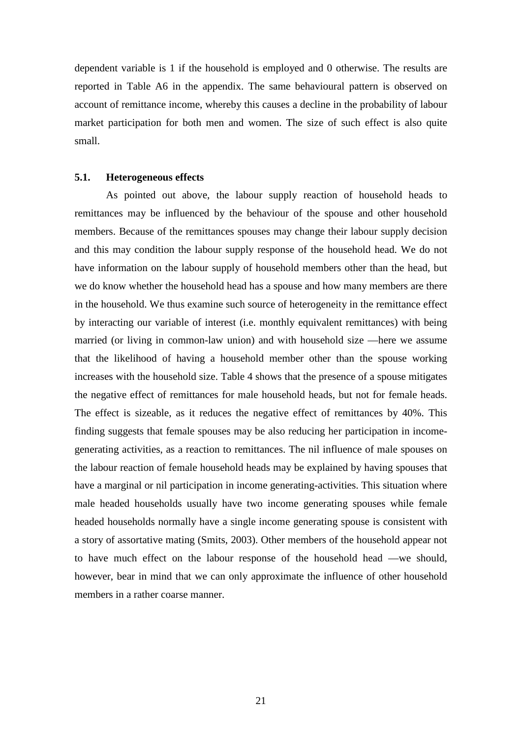dependent variable is 1 if the household is employed and 0 otherwise. The results are reported in Table A6 in the appendix. The same behavioural pattern is observed on account of remittance income, whereby this causes a decline in the probability of labour market participation for both men and women. The size of such effect is also quite small.

### 5.1. Heterogeneous effects

As pointed out above, the labour supply reaction of household heads to remittances may be influenced by the behaviour of the spouse and other household members. Because of the remittances spouses may change their labour supply decision and this may condition the labour supply response of the household head. We do not have information on the labour supply of household members other than the head, but we do know whether the household head has a spouse and how many members are there in the household. We thus examine such source of heterogeneity in the remittance effect by interacting our variable of interest (i.e. monthly equivalent remittances) with being married (or living in common-law union) and with household size —here we assume that the likelihood of having a household member other than the spouse working increases with the household size. Table 4 shows that the presence of a spouse mitigates the negative effect of remittances for male household heads, but not for female heads. The effect is sizeable, as it reduces the negative effect of remittances by 40%. This finding suggests that female spouses may be also reducing her participation in income-generating activities, as a reaction to remittances. The nil influence of male spouses on the labour reaction of female household heads may be explained by having spouses that have a marginal or nil participation in income generating-activities. This situation where male headed households usually have two income generating spouses while female headed households normally have a single income generating spouse is consistent with a story of assortative mating (Smits, 2003). Other members of the household appear not to have much effect on the labour response of the household head —we should, however, bear in mind that we can only approximate the influence of other household members in a rather coarse manner.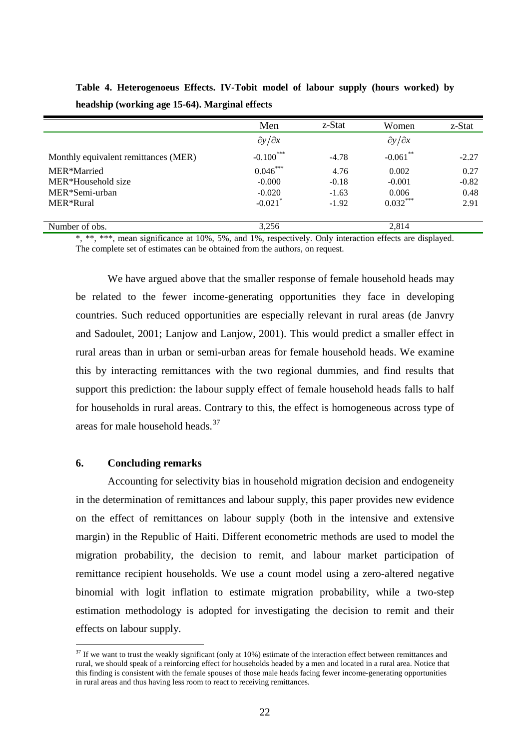**Table 4. Heterogeneous Effects. IV-Tobit model of labour supply (hours worked) by headship (working age 15-64). Marginal effects**

| | Men | z-Stat | Women | z-Stat |
|---|---|---|---|---|
| | $\partial y/\partial x$ | | $\partial y/\partial x$ | |
| Monthly equivalent remittances (MER) | -0.100*** | -4.78 | -0.061** | -2.27 |
| MER*Married | 0.046*** | 4.76 | 0.002 | 0.27 |
| MER*Household size | -0.000 | -0.18 | -0.001 | -0.82 |
| MER*Semi-urban | -0.020 | -1.63 | 0.006 | 0.48 |
| MER*Rural | -0.021* | -1.92 | 0.032*** | 2.91 |
| Number of obs. | 3,256 | | 2,814 | |

*, **, ***, mean significance at 10%, 5%, and 1%, respectively. Only interaction effects are displayed. The complete set of estimates can be obtained from the authors, on request.

We have argued above that the smaller response of female household heads may be related to the fewer income-generating opportunities they face in developing countries. Such reduced opportunities are especially relevant in rural areas (de Janvry and Sadoulet, 2001; Lanjow and Lanjow, 2001). This would predict a smaller effect in rural areas than in urban or semi-urban areas for female household heads. We examine this by interacting remittances with the two regional dummies, and find results that support this prediction: the labour supply effect of female household heads falls to half for households in rural areas. Contrary to this, the effect is homogeneous across type of areas for male household heads.[37]

## 6. Concluding remarks

Accounting for selectivity bias in household migration decision and endogeneity in the determination of remittances and labour supply, this paper provides new evidence on the effect of remittances on labour supply (both in the intensive and extensive margin) in the Republic of Haiti. Different econometric methods are used to model the migration probability, the decision to remit, and labour market participation of remittance recipient households. We use a count model using a zero-altered negative binomial with logit inflation to estimate migration probability, while a two-step estimation methodology is adopted for investigating the decision to remit and their effects on labour supply.

[37] If we want to trust the weakly significant (only at 10%) estimate of the interaction effect between remittances and rural, we should speak of a reinforcing effect for households headed by a men and located in a rural area. Notice that this finding is consistent with the female spouses of those male heads facing fewer income-generating opportunities in rural areas and thus having less room to react to receiving remittances.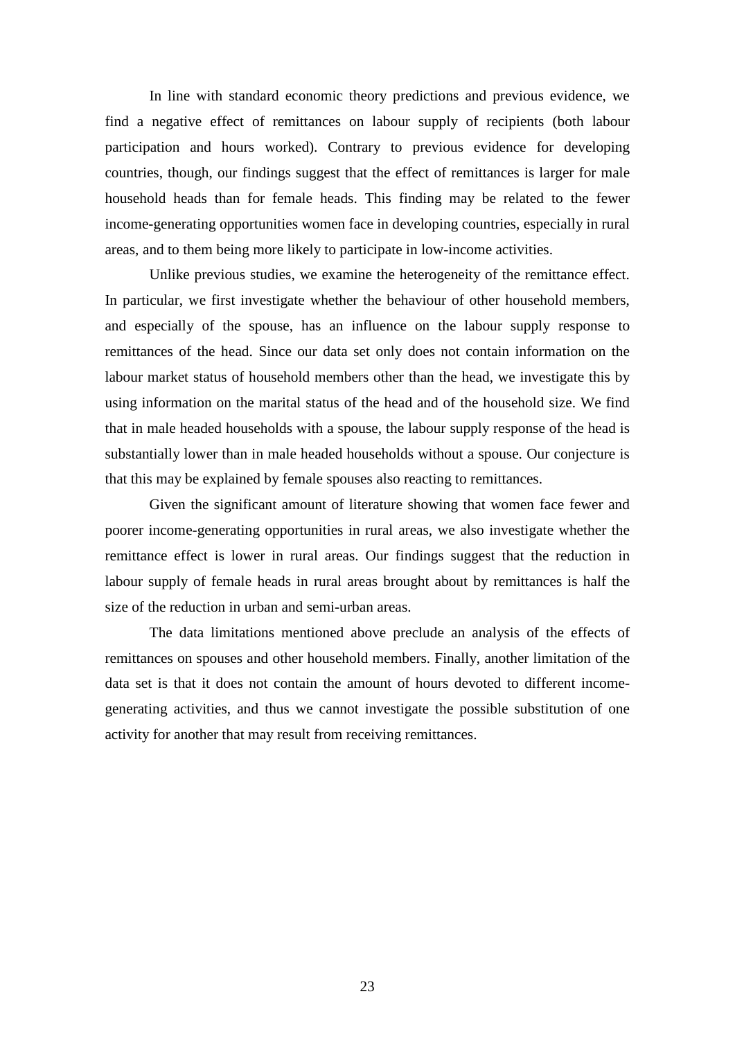In line with standard economic theory predictions and previous evidence, we find a negative effect of remittances on labour supply of recipients (both labour participation and hours worked). Contrary to previous evidence for developing countries, though, our findings suggest that the effect of remittances is larger for male household heads than for female heads. This finding may be related to the fewer income-generating opportunities women face in developing countries, especially in rural areas, and to them being more likely to participate in low-income activities.

Unlike previous studies, we examine the heterogeneity of the remittance effect. In particular, we first investigate whether the behaviour of other household members, and especially of the spouse, has an influence on the labour supply response to remittances of the head. Since our data set only does not contain information on the labour market status of household members other than the head, we investigate this by using information on the marital status of the head and of the household size. We find that in male headed households with a spouse, the labour supply response of the head is substantially lower than in male headed households without a spouse. Our conjecture is that this may be explained by female spouses also reacting to remittances.

Given the significant amount of literature showing that women face fewer and poorer income-generating opportunities in rural areas, we also investigate whether the remittance effect is lower in rural areas. Our findings suggest that the reduction in labour supply of female heads in rural areas brought about by remittances is half the size of the reduction in urban and semi-urban areas.

The data limitations mentioned above preclude an analysis of the effects of remittances on spouses and other household members. Finally, another limitation of the data set is that it does not contain the amount of hours devoted to different income-generating activities, and thus we cannot investigate the possible substitution of one activity for another that may result from receiving remittances.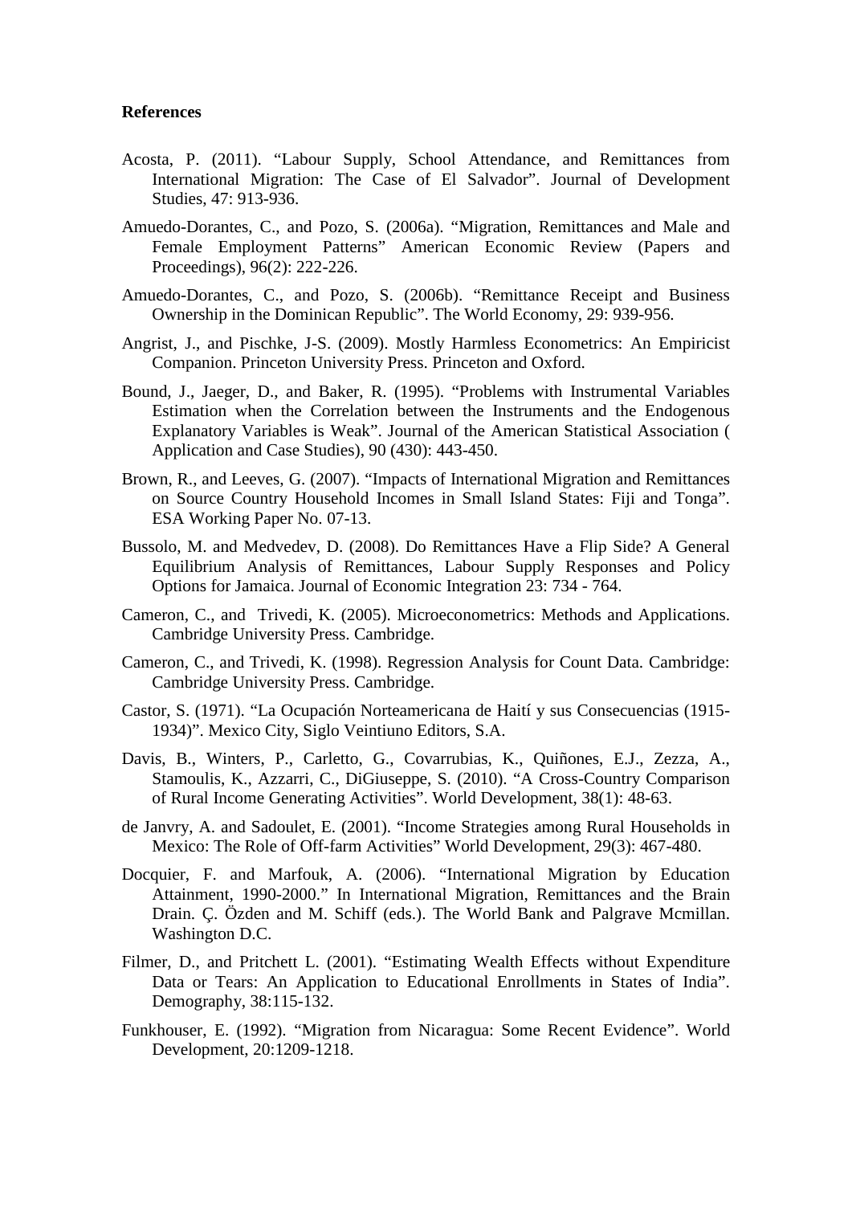**References**

Acosta, P. (2011). "Labour Supply, School Attendance, and Remittances from International Migration: The Case of El Salvador". Journal of Development Studies, 47: 913-936.

Amuedo-Dorantes, C., and Pozo, S. (2006a). "Migration, Remittances and Male and Female Employment Patterns" American Economic Review (Papers and Proceedings), 96(2): 222-226.

Amuedo-Dorantes, C., and Pozo, S. (2006b). "Remittance Receipt and Business Ownership in the Dominican Republic". The World Economy, 29: 939-956.

Angrist, J., and Pischke, J-S. (2009). Mostly Harmless Econometrics: An Empiricist Companion. Princeton University Press. Princeton and Oxford.

Bound, J., Jaeger, D., and Baker, R. (1995). "Problems with Instrumental Variables Estimation when the Correlation between the Instruments and the Endogenous Explanatory Variables is Weak". Journal of the American Statistical Association ( Application and Case Studies), 90 (430): 443-450.

Brown, R., and Leeves, G. (2007). "Impacts of International Migration and Remittances on Source Country Household Incomes in Small Island States: Fiji and Tonga". ESA Working Paper No. 07-13.

Bussolo, M. and Medvedev, D. (2008). Do Remittances Have a Flip Side? A General Equilibrium Analysis of Remittances, Labour Supply Responses and Policy Options for Jamaica. Journal of Economic Integration 23: 734 - 764.

Cameron, C., and Trivedi, K. (2005). Microeconometrics: Methods and Applications. Cambridge University Press. Cambridge.

Cameron, C., and Trivedi, K. (1998). Regression Analysis for Count Data. Cambridge: Cambridge University Press. Cambridge.

Castor, S. (1971). "La Ocupación Norteamericana de Haití y sus Consecuencias (1915-1934)". Mexico City, Siglo Veintiuno Editors, S.A.

Davis, B., Winters, P., Carletto, G., Covarrubias, K., Quiñones, E.J., Zezza, A., Stamoulis, K., Azzarri, C., DiGiuseppe, S. (2010). "A Cross-Country Comparison of Rural Income Generating Activities". World Development, 38(1): 48-63.

de Janvry, A. and Sadoulet, E. (2001). "Income Strategies among Rural Households in Mexico: The Role of Off-farm Activities" World Development, 29(3): 467-480.

Docquier, F. and Marfouk, A. (2006). "International Migration by Education Attainment, 1990-2000." In International Migration, Remittances and the Brain Drain. Ç. Özden and M. Schiff (eds.). The World Bank and Palgrave Mcmillan. Washington D.C.

Filmer, D., and Pritchett L. (2001). "Estimating Wealth Effects without Expenditure Data or Tears: An Application to Educational Enrollments in States of India". Demography, 38:115-132.

Funkhouser, E. (1992). "Migration from Nicaragua: Some Recent Evidence". World Development, 20:1209-1218.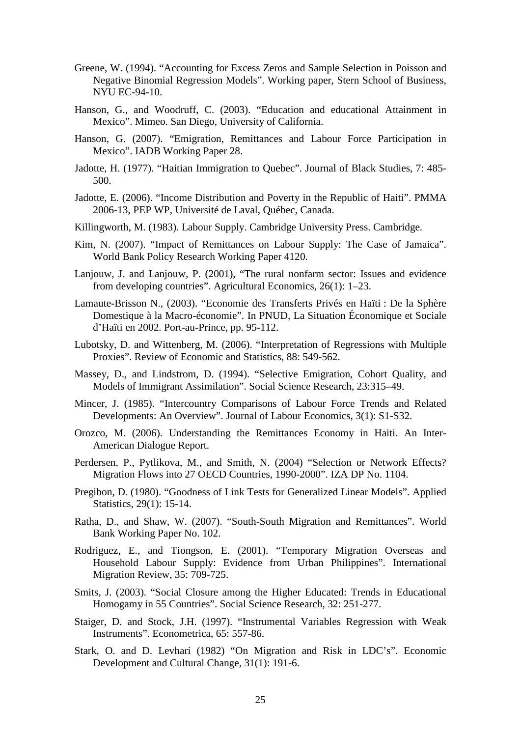Greene, W. (1994). "Accounting for Excess Zeros and Sample Selection in Poisson and Negative Binomial Regression Models". Working paper, Stern School of Business, NYU EC-94-10.

Hanson, G., and Woodruff, C. (2003). "Education and educational Attainment in Mexico". Mimeo. San Diego, University of California.

Hanson, G. (2007). "Emigration, Remittances and Labour Force Participation in Mexico". IADB Working Paper 28.

Jadotte, H. (1977). "Haitian Immigration to Quebec". Journal of Black Studies, 7: 485-500.

Jadotte, E. (2006). "Income Distribution and Poverty in the Republic of Haiti". PMMA 2006-13, PEP WP, Université de Laval, Québec, Canada.

Killingworth, M. (1983). Labour Supply. Cambridge University Press. Cambridge.

Kim, N. (2007). "Impact of Remittances on Labour Supply: The Case of Jamaica". World Bank Policy Research Working Paper 4120.

Lanjouw, J. and Lanjouw, P. (2001), "The rural nonfarm sector: Issues and evidence from developing countries". Agricultural Economics, 26(1): 1–23.

Lamaute-Brisson N., (2003). "Economie des Transferts Privés en Haïti : De la Sphère Domestique à la Macro-économie". In PNUD, La Situation Économique et Sociale d'Haïti en 2002. Port-au-Prince, pp. 95-112.

Lubotsky, D. and Wittenberg, M. (2006). "Interpretation of Regressions with Multiple Proxies". Review of Economic and Statistics, 88: 549-562.

Massey, D., and Lindstrom, D. (1994). "Selective Emigration, Cohort Quality, and Models of Immigrant Assimilation". Social Science Research, 23:315–49.

Mincer, J. (1985). "Intercountry Comparisons of Labour Force Trends and Related Developments: An Overview". Journal of Labour Economics, 3(1): S1-S32.

Orozco, M. (2006). Understanding the Remittances Economy in Haiti. An Inter-American Dialogue Report.

Perdersen, P., Pytlikova, M., and Smith, N. (2004) "Selection or Network Effects? Migration Flows into 27 OECD Countries, 1990-2000". IZA DP No. 1104.

Pregibon, D. (1980). "Goodness of Link Tests for Generalized Linear Models". Applied Statistics, 29(1): 15-14.

Ratha, D., and Shaw, W. (2007). "South-South Migration and Remittances". World Bank Working Paper No. 102.

Rodriguez, E., and Tiongson, E. (2001). "Temporary Migration Overseas and Household Labour Supply: Evidence from Urban Philippines". International Migration Review, 35: 709-725.

Smits, J. (2003). "Social Closure among the Higher Educated: Trends in Educational Homogamy in 55 Countries". Social Science Research, 32: 251-277.

Staiger, D. and Stock, J.H. (1997). "Instrumental Variables Regression with Weak Instruments". Econometrica, 65: 557-86.

Stark, O. and D. Levhari (1982) "On Migration and Risk in LDC's". Economic Development and Cultural Change, 31(1): 191-6.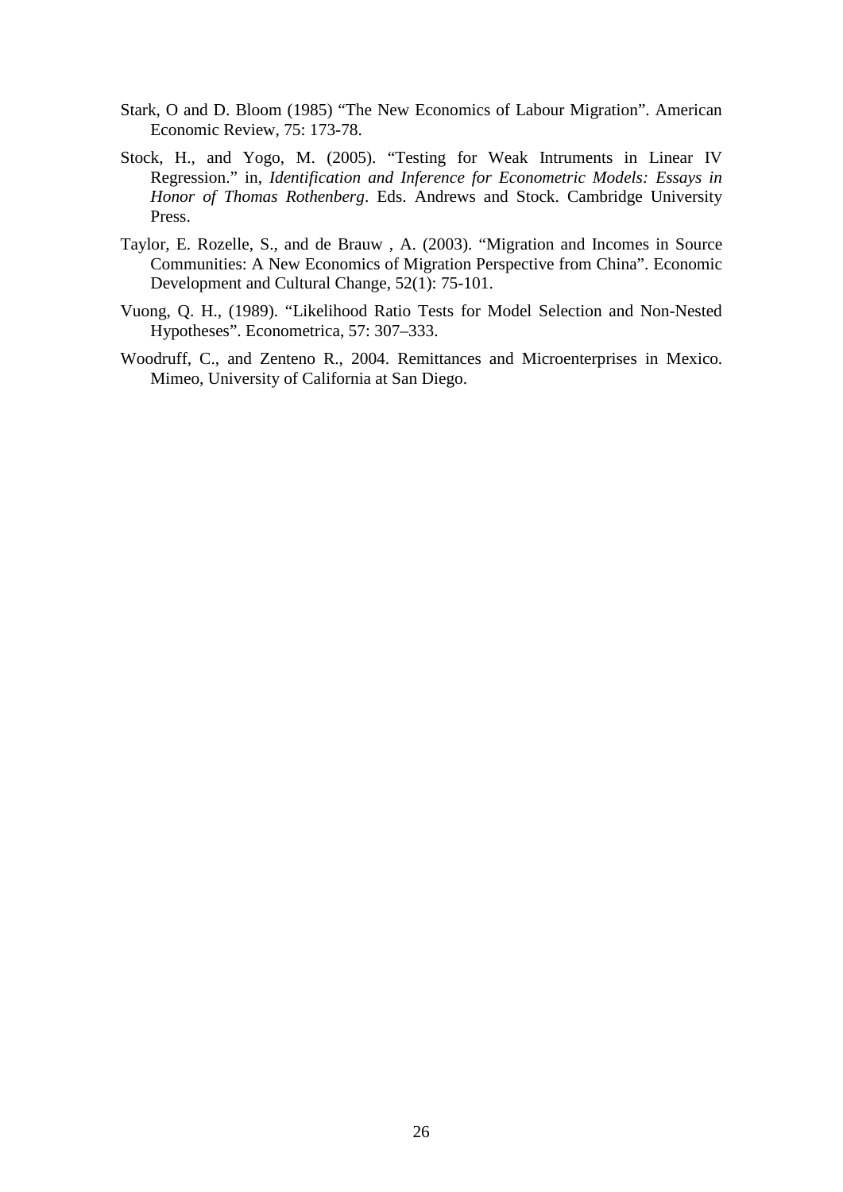Stark, O and D. Bloom (1985) "The New Economics of Labour Migration". American Economic Review, 75: 173-78.

Stock, H., and Yogo, M. (2005). "Testing for Weak Intruments in Linear IV Regression." in, *Identification and Inference for Econometric Models: Essays in Honor of Thomas Rothenberg*. Eds. Andrews and Stock. Cambridge University Press.

Taylor, E. Rozelle, S., and de Brauw , A. (2003). "Migration and Incomes in Source Communities: A New Economics of Migration Perspective from China". Economic Development and Cultural Change, 52(1): 75-101.

Vuong, Q. H., (1989). "Likelihood Ratio Tests for Model Selection and Non-Nested Hypotheses". Econometrica, 57: 307–333.

Woodruff, C., and Zenteno R., 2004. Remittances and Microenterprises in Mexico. Mimeo, University of California at San Diego.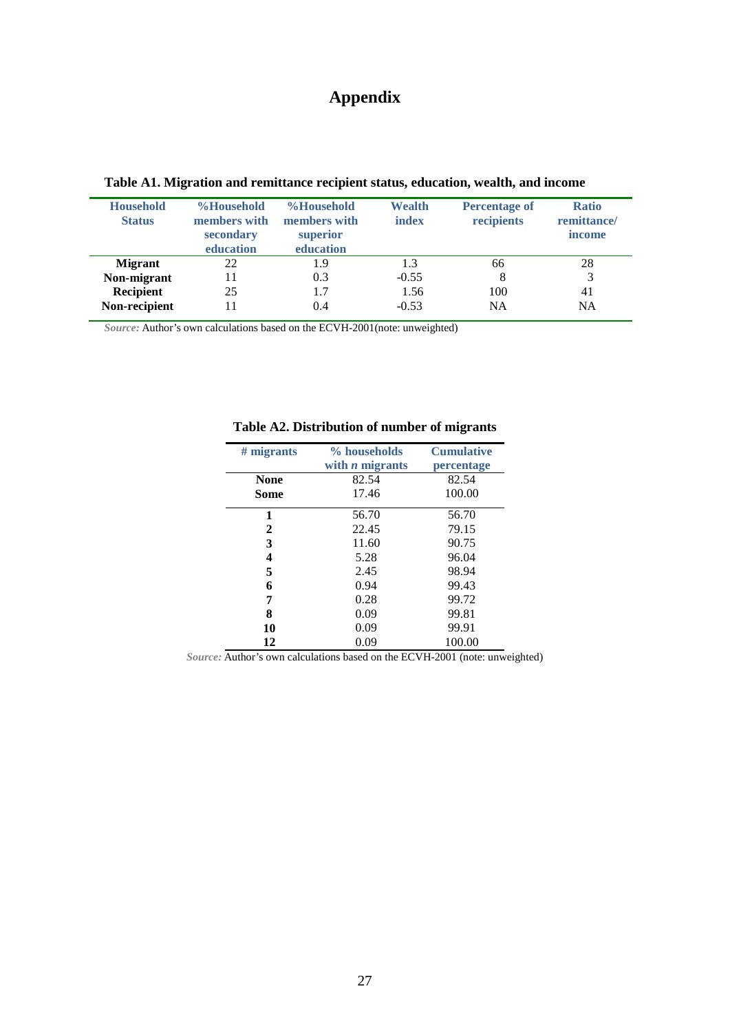# Appendix

**Table A1. Migration and remittance recipient status, education, wealth, and income**

| Household Status | %Household members with secondary education | %Household members with superior education | Wealth index | Percentage of recipients | Ratio remittance/ income |
|---|---|---|---|---|---|
| **Migrant** | 22 | 1.9 | 1.3 | 66 | 28 |
| **Non-migrant** | 11 | 0.3 | -0.55 | 8 | 3 |
| **Recipient** | 25 | 1.7 | 1.56 | 100 | 41 |
| **Non-recipient** | 11 | 0.4 | -0.53 | NA | NA |

*Source:* Author's own calculations based on the ECVH-2001(note: unweighted)

**Table A2. Distribution of number of migrants**

| # migrants | % households with *n* migrants | Cumulative percentage |
|---|---|---|
| **None** | 82.54 | 82.54 |
| **Some** | 17.46 | 100.00 |
| **1** | 56.70 | 56.70 |
| **2** | 22.45 | 79.15 |
| **3** | 11.60 | 90.75 |
| **4** | 5.28 | 96.04 |
| **5** | 2.45 | 98.94 |
| **6** | 0.94 | 99.43 |
| **7** | 0.28 | 99.72 |
| **8** | 0.09 | 99.81 |
| **10** | 0.09 | 99.91 |
| **12** | 0.09 | 100.00 |

*Source:* Author's own calculations based on the ECVH-2001 (note: unweighted)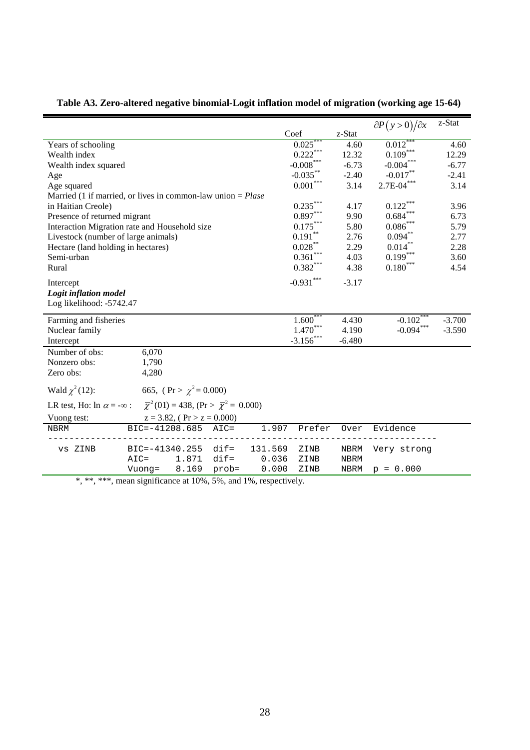**Table A3. Zero-altered negative binomial-Logit inflation model of migration (working age 15-64)**

| | Coef | z-Stat | $\partial P(y>0)/\partial x$ | z-Stat |
|---|---|---|---|---|
| Years of schooling | 0.025*** | 4.60 | 0.012*** | 4.60 |
| Wealth index | 0.222*** | 12.32 | 0.109*** | 12.29 |
| Wealth index squared | -0.008*** | -6.73 | -0.004*** | -6.77 |
| Age | -0.035** | -2.40 | -0.017** | -2.41 |
| Age squared | 0.001*** | 3.14 | 2.7E-04*** | 3.14 |
| Married (1 if married, or lives in common-law union = *Plase* in Haitian Creole) | 0.235*** | 4.17 | 0.122*** | 3.96 |
| Presence of returned migrant | 0.897*** | 9.90 | 0.684*** | 6.73 |
| Interaction Migration rate and Household size | 0.175*** | 5.80 | 0.086*** | 5.79 |
| Livestock (number of large animals) | 0.191** | 2.76 | 0.094** | 2.77 |
| Hectare (land holding in hectares) | 0.028** | 2.29 | 0.014** | 2.28 |
| Semi-urban | 0.361*** | 4.03 | 0.199*** | 3.60 |
| Rural | 0.382*** | 4.38 | 0.180*** | 4.54 |
| Intercept | -0.931*** | -3.17 | | |
| ***Logit inflation model*** | | | | |
| Log likelihood: -5742.47 | | | | |
| Farming and fisheries | 1.600*** | 4.430 | -0.102*** | -3.700 |
| Nuclear family | 1.470*** | 4.190 | -0.094*** | -3.590 |
| Intercept | -3.156*** | -6.480 | | |

| | |
|---|---|
| Number of obs: | 6,070 |
| Nonzero obs: | 1,790 |
| Zero obs: | 4,280 |
| Wald $\chi^2(12)$: | 665, ( $\Pr > \chi^2 = 0.000$) |
| LR test, Ho: $\ln \alpha = -\infty$ : | $\overline{\chi}^2(01) = 438$, ($\Pr > \overline{\chi}^2 = 0.000$) |
| Vuong test: | $z = 3.82$, ( $\Pr > z = 0.000$) |

```
NBRM      BIC=-41208.685  AIC=     1.907  Prefer  Over  Evidence
-------------------------------------------------------------------
  vs ZINB  BIC=-41340.255  dif=   131.569  ZINB    NBRM  Very strong
           AIC=     1.871  dif=     0.036  ZINB    NBRM
           Vuong=   8.169  prob=    0.000  ZINB    NBRM  p = 0.000
```

*, **, ***, mean significance at 10%, 5%, and 1%, respectively.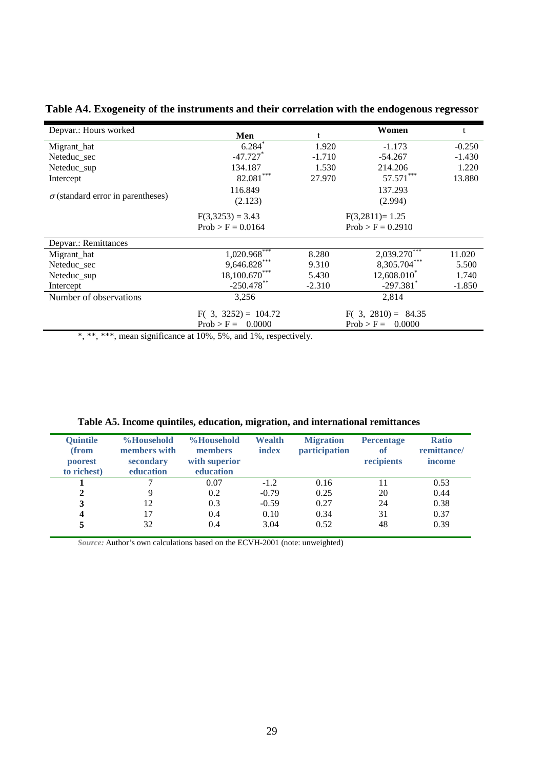**Table A4. Exogeneity of the instruments and their correlation with the endogenous regressor**

| Depvar.: Hours worked | Men | t | Women | t |
|---|---|---|---|---|
| Migrant_hat | 6.284* | 1.920 | -1.173 | -0.250 |
| Neteduc_sec | -47.727* | -1.710 | -54.267 | -1.430 |
| Neteduc_sup | 134.187 | 1.530 | 214.206 | 1.220 |
| Intercept | 82.081*** | 27.970 | 57.571*** | 13.880 |
| $\sigma$ (standard error in parentheses) | 116.849 (2.123) | | 137.293 (2.994) | |
| | $F(3,3253) = 3.43$ Prob > F = 0.0164 | | $F(3,2811) = 1.25$ Prob > F = 0.2910 | |
| **Depvar.: Remittances** | | | | |
| Migrant_hat | 1,020.968*** | 8.280 | 2,039.270*** | 11.020 |
| Neteduc_sec | 9,646.828*** | 9.310 | 8,305.704*** | 5.500 |
| Neteduc_sup | 18,100.670*** | 5.430 | 12,608.010* | 1.740 |
| Intercept | -250.478** | -2.310 | -297.381* | -1.850 |
| Number of observations | 3,256 | | 2,814 | |
| | $F(3, 3252) = 104.72$ Prob > F = 0.0000 | | $F(3, 2810) = 84.35$ Prob > F = 0.0000 | |

*, **, ***, mean significance at 10%, 5%, and 1%, respectively.

**Table A5. Income quintiles, education, migration, and international remittances**

| Quintile (from poorest to richest) | %Household members with secondary education | %Household members with superior education | Wealth index | Migration participation | Percentage of recipients | Ratio remittance/ income |
|---|---|---|---|---|---|---|
| **1** | 7 | 0.07 | -1.2 | 0.16 | 11 | 0.53 |
| **2** | 9 | 0.2 | -0.79 | 0.25 | 20 | 0.44 |
| **3** | 12 | 0.3 | -0.59 | 0.27 | 24 | 0.38 |
| **4** | 17 | 0.4 | 0.10 | 0.34 | 31 | 0.37 |
| **5** | 32 | 0.4 | 3.04 | 0.52 | 48 | 0.39 |

*Source:* Author's own calculations based on the ECVH-2001 (note: unweighted)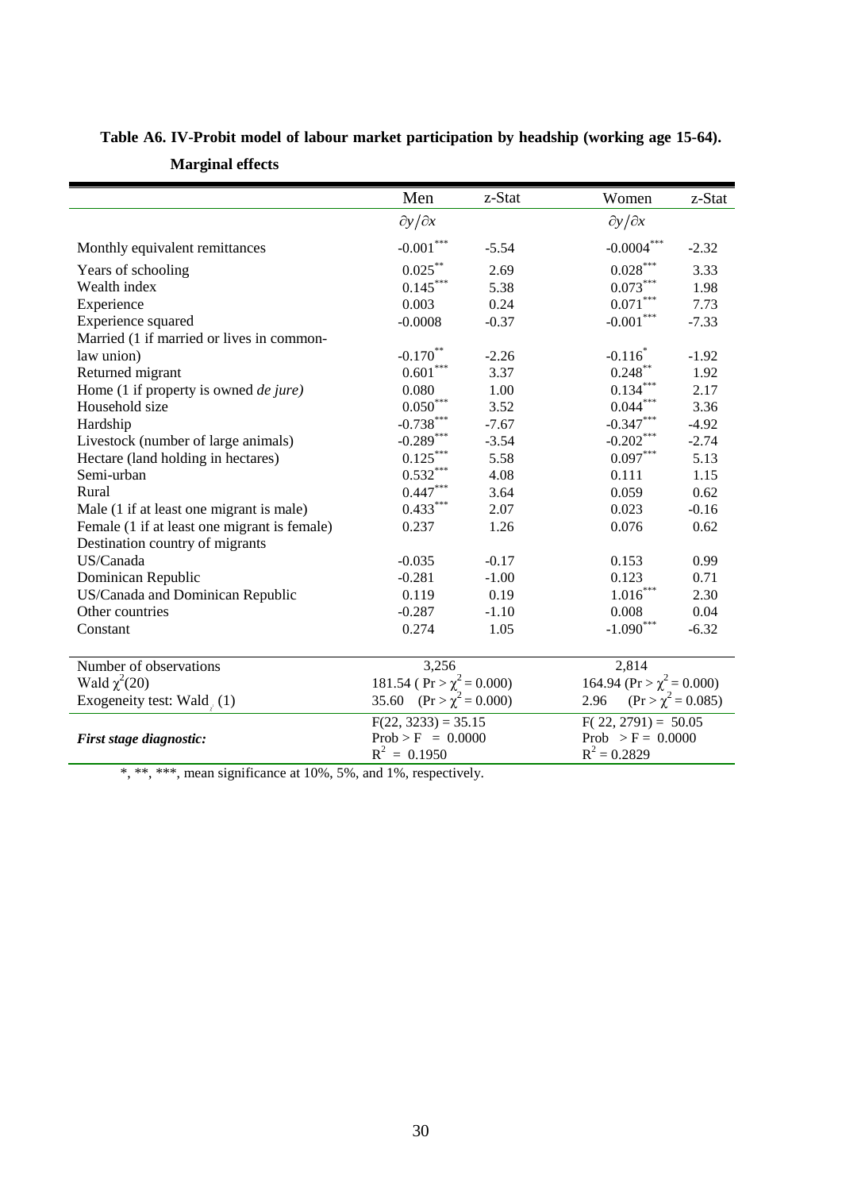**Table A6. IV-Probit model of labour market participation by headship (working age 15-64). Marginal effects**

| | Men | z-Stat | Women | z-Stat |
|---|---|---|---|---|
| | $\partial y/\partial x$ | | $\partial y/\partial x$ | |
| Monthly equivalent remittances | -0.001*** | -5.54 | -0.0004*** | -2.32 |
| Years of schooling | 0.025** | 2.69 | 0.028*** | 3.33 |
| Wealth index | 0.145*** | 5.38 | 0.073*** | 1.98 |
| Experience | 0.003 | 0.24 | 0.071*** | 7.73 |
| Experience squared | -0.0008 | -0.37 | -0.001*** | -7.33 |
| Married (1 if married or lives in common-law union) | -0.170** | -2.26 | -0.116* | -1.92 |
| Returned migrant | 0.601*** | 3.37 | 0.248** | 1.92 |
| Home (1 if property is owned *de jure)* | 0.080 | 1.00 | 0.134*** | 2.17 |
| Household size | 0.050*** | 3.52 | 0.044*** | 3.36 |
| Hardship | -0.738*** | -7.67 | -0.347*** | -4.92 |
| Livestock (number of large animals) | -0.289*** | -3.54 | -0.202*** | -2.74 |
| Hectare (land holding in hectares) | 0.125*** | 5.58 | 0.097*** | 5.13 |
| Semi-urban | 0.532*** | 4.08 | 0.111 | 1.15 |
| Rural | 0.447*** | 3.64 | 0.059 | 0.62 |
| Male (1 if at least one migrant is male) | 0.433*** | 2.07 | 0.023 | -0.16 |
| Female (1 if at least one migrant is female) | 0.237 | 1.26 | 0.076 | 0.62 |
| Destination country of migrants | | | | |
| US/Canada | -0.035 | -0.17 | 0.153 | 0.99 |
| Dominican Republic | -0.281 | -1.00 | 0.123 | 0.71 |
| US/Canada and Dominican Republic | 0.119 | 0.19 | 1.016*** | 2.30 |
| Other countries | -0.287 | -1.10 | 0.008 | 0.04 |
| Constant | 0.274 | 1.05 | -1.090*** | -6.32 |
| Number of observations | 3,256 | | 2,814 | |
| Wald $\chi^2(20)$ | 181.54 ( $Pr > \chi^2 = 0.000$) | | 164.94 ($Pr > \chi^2 = 0.000$) | |
| Exogeneity test: Wald$_j$ (1) | 35.60 ($Pr > \chi^2 = 0.000$) | | 2.96 ($Pr > \chi^2 = 0.085$) | |
| ***First stage diagnostic:*** | $F(22, 3233) = 35.15$<br>$Prob > F = 0.0000$<br>$R^2 = 0.1950$ | | $F(22, 2791) = 50.05$<br>$Prob > F = 0.0000$<br>$R^2 = 0.2829$ | |

*, **, ***, mean significance at 10%, 5%, and 1%, respectively.